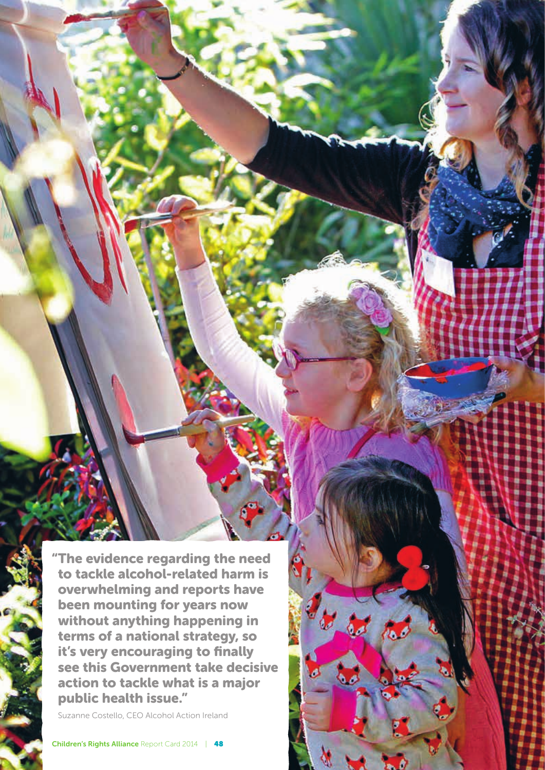**"The evidence regarding the need to tackle alcohol-related harm is overwhelming and reports have been mounting for years now without anything happening in terms of a national strategy, so it's very encouraging to finally see this Government take decisive action to tackle what is a major public health issue."**

Suzanne Costello, CEO Alcohol Action Ireland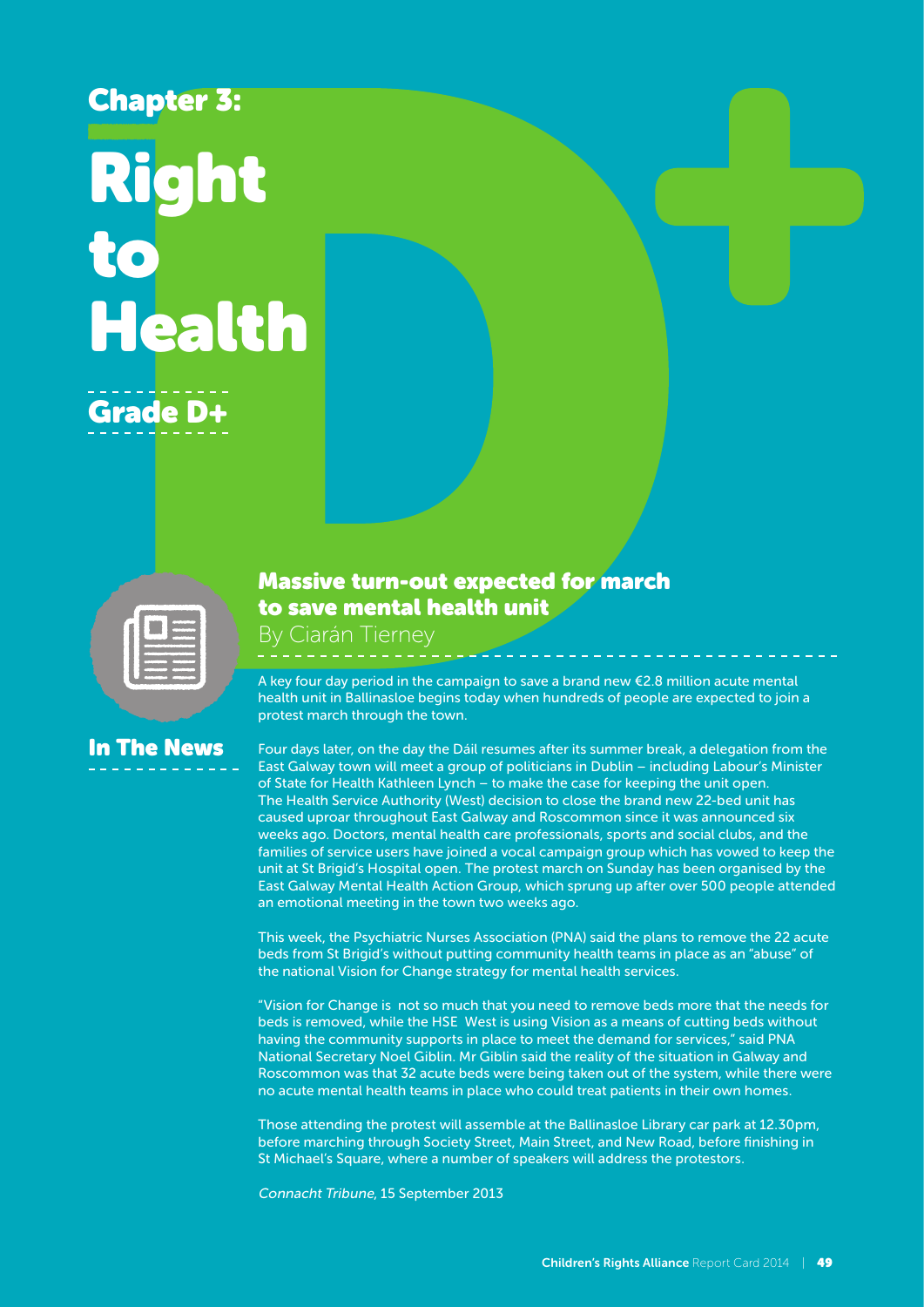# Chapter 3:

# Right to Health

## Grade D+

### In The News

## Massive turn-out expected for march to save mental health unit

By Ciarán Tierney

A key four day period in the campaign to save a brand new €2.8 million acute mental health unit in Ballinasloe begins today when hundreds of people are expected to join a protest march through the town.

Four days later, on the day the Dáil resumes after its summer break, a delegation from the East Galway town will meet a group of politicians in Dublin – including Labour's Minister of State for Health Kathleen Lynch – to make the case for keeping the unit open. The Health Service Authority (West) decision to close the brand new 22-bed unit has caused uproar throughout East Galway and Roscommon since it was announced six weeks ago. Doctors, mental health care professionals, sports and social clubs, and the families of service users have joined a vocal campaign group which has vowed to keep the unit at St Brigid's Hospital open. The protest march on Sunday has been organised by the East Galway Mental Health Action Group, which sprung up after over 500 people attended an emotional meeting in the town two weeks ago.

This week, the Psychiatric Nurses Association (PNA) said the plans to remove the 22 acute beds from St Brigid's without putting community health teams in place as an "abuse" of the national Vision for Change strategy for mental health services.

"Vision for Change is not so much that you need to remove beds more that the needs for beds is removed, while the HSE West is using Vision as a means of cutting beds without having the community supports in place to meet the demand for services," said PNA National Secretary Noel Giblin. Mr Giblin said the reality of the situation in Galway and Roscommon was that 32 acute beds were being taken out of the system, while there were no acute mental health teams in place who could treat patients in their own homes.

Those attending the protest will assemble at the Ballinasloe Library car park at 12.30pm, before marching through Society Street, Main Street, and New Road, before finishing in St Michael's Square, where a number of speakers will address the protestors.

*Connacht Tribune*, 15 September 2013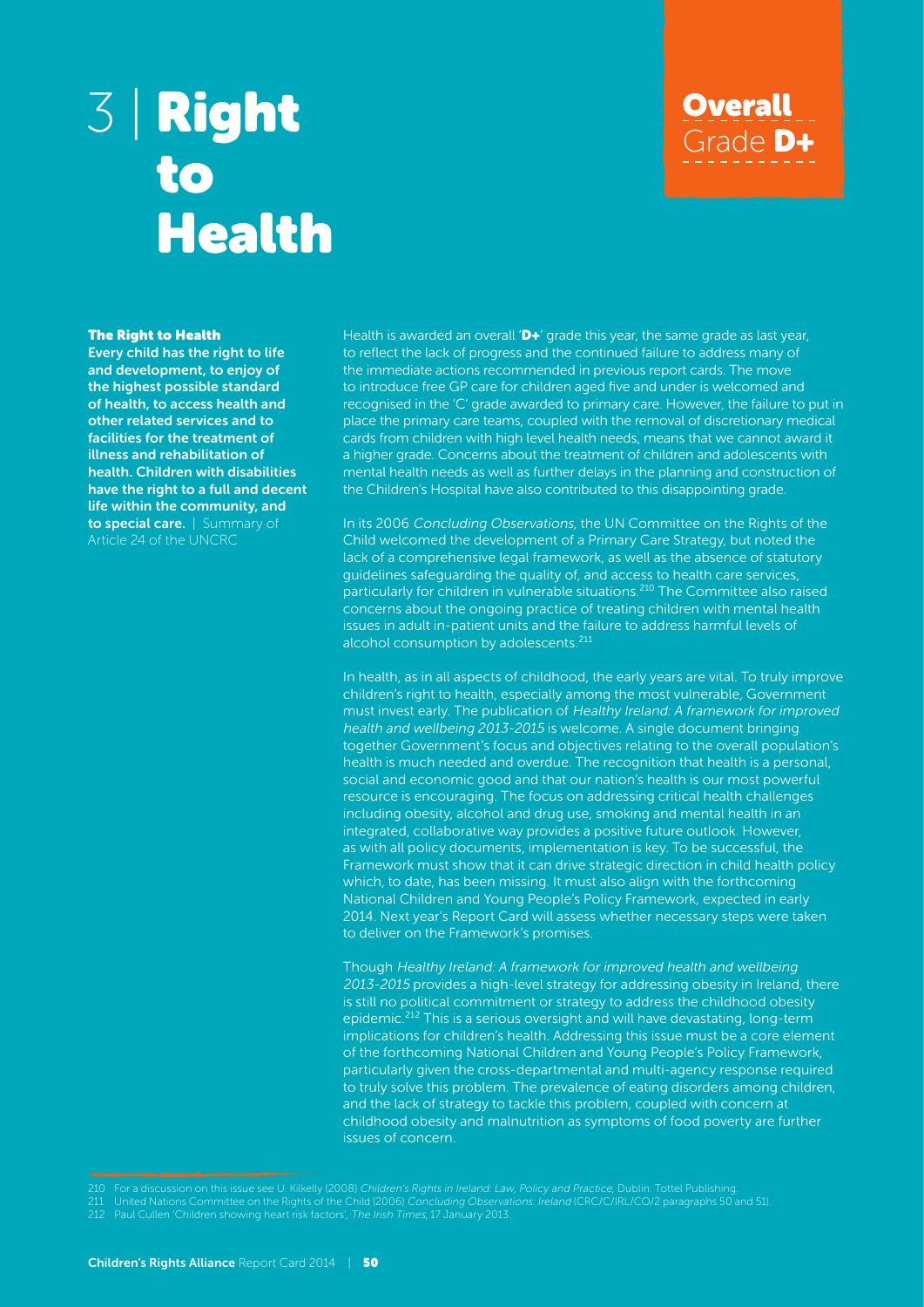# 3 | Right to Health

**Overall** Grade **D+**

**The Right to Health**

**Every child has the right to life and development, to enjoy of the highest possible standard of health, to access health and other related services and to facilities for the treatment of illness and rehabilitation of health. Children with disabilities have the right to a full and decent life within the community, and to special care.** | Summary of Article 24 of the UNCRC

Health is awarded an overall '**D+**' grade this year, the same grade as last year, to reflect the lack of progress and the continued failure to address many of the immediate actions recommended in previous report cards. The move to introduce free GP care for children aged five and under is welcomed and recognised in the 'C' grade awarded to primary care. However, the failure to put in place the primary care teams, coupled with the removal of discretionary medical cards from children with high level health needs, means that we cannot award it a higher grade. Concerns about the treatment of children and adolescents with mental health needs as well as further delays in the planning and construction of the Children's Hospital have also contributed to this disappointing grade.

In its 2006 *Concluding Observations*, the UN Committee on the Rights of the Child welcomed the development of a Primary Care Strategy, but noted the lack of a comprehensive legal framework, as well as the absence of statutory guidelines safeguarding the quality of, and access to health care services, particularly for children in vulnerable situations.[210] The Committee also raised concerns about the ongoing practice of treating children with mental health issues in adult in-patient units and the failure to address harmful levels of alcohol consumption by adolescents.[211]

In health, as in all aspects of childhood, the early years are vital. To truly improve children's right to health, especially among the most vulnerable, Government must invest early. The publication of *Healthy Ireland: A framework for improved health and wellbeing 2013-2015* is welcome. A single document bringing together Government's focus and objectives relating to the overall population's health is much needed and overdue. The recognition that health is a personal, social and economic good and that our nation's health is our most powerful resource is encouraging. The focus on addressing critical health challenges including obesity, alcohol and drug use, smoking and mental health in an integrated, collaborative way provides a positive future outlook. However, as with all policy documents, implementation is key. To be successful, the Framework must show that it can drive strategic direction in child health policy which, to date, has been missing. It must also align with the forthcoming National Children and Young People's Policy Framework, expected in early 2014. Next year's Report Card will assess whether necessary steps were taken to deliver on the Framework's promises.

Though *Healthy Ireland: A framework for improved health and wellbeing 2013-2015* provides a high-level strategy for addressing obesity in Ireland, there is still no political commitment or strategy to address the childhood obesity epidemic.[212] This is a serious oversight and will have devastating, long-term implications for children's health. Addressing this issue must be a core element of the forthcoming National Children and Young People's Policy Framework, particularly given the cross-departmental and multi-agency response required to truly solve this problem. The prevalence of eating disorders among children, and the lack of strategy to tackle this problem, coupled with concern at childhood obesity and malnutrition as symptoms of food poverty are further issues of concern.

210 For a discussion on this issue see U. Kilkelly (2008) *Children's Rights in Ireland: Law, Policy and Practice*, Dublin: Tottel Publishing.
211 United Nations Committee on the Rights of the Child (2006) *Concluding Observations: Ireland* (CRC/C/IRL/CO/2 paragraphs 50 and 51).
212 Paul Cullen 'Children showing heart risk factors', *The Irish Times*, 17 January 2013.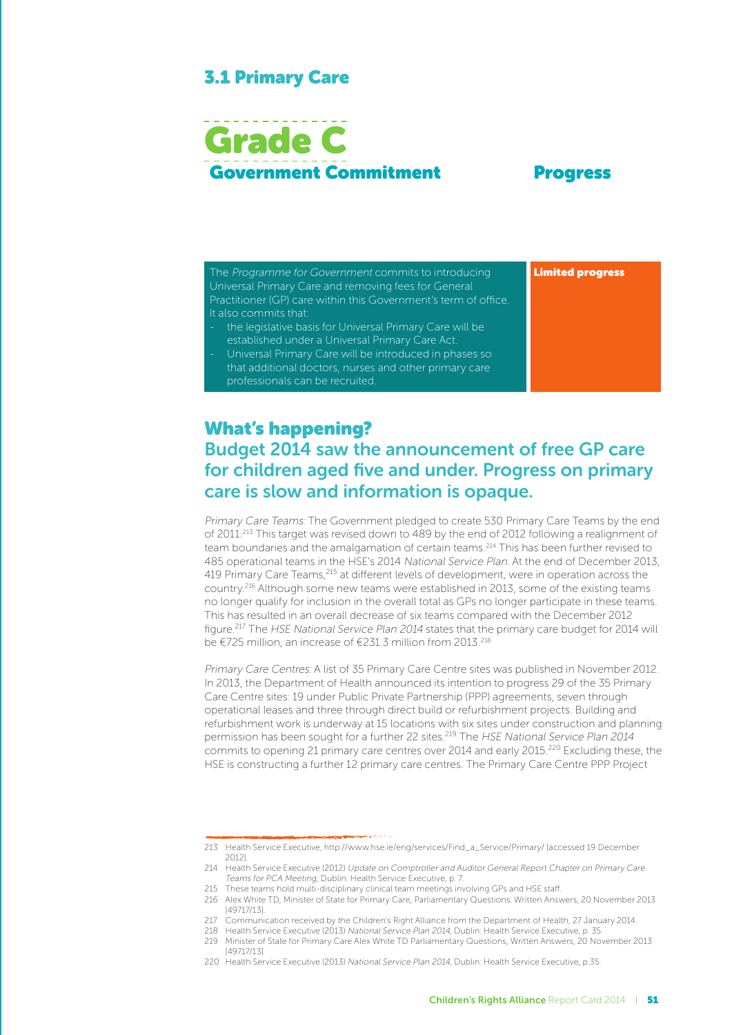## 3.1 Primary Care

# Grade C

| Government Commitment | Progress |
| --- | --- |
| The *Programme for Government* commits to introducing Universal Primary Care and removing fees for General Practitioner (GP) care within this Government's term of office. It also commits that:<br>- the legislative basis for Universal Primary Care will be established under a Universal Primary Care Act.<br>- Universal Primary Care will be introduced in phases so that additional doctors, nurses and other primary care professionals can be recruited. | **Limited progress** |

## What's happening?

### Budget 2014 saw the announcement of free GP care for children aged five and under. Progress on primary care is slow and information is opaque.

*Primary Care Teams:* The Government pledged to create 530 Primary Care Teams by the end of 2011.[213] This target was revised down to 489 by the end of 2012 following a realignment of team boundaries and the amalgamation of certain teams.[214] This has been further revised to 485 operational teams in the HSE's 2014 *National Service Plan*. At the end of December 2013, 419 Primary Care Teams,[215] at different levels of development, were in operation across the country.[216] Although some new teams were established in 2013, some of the existing teams no longer qualify for inclusion in the overall total as GPs no longer participate in these teams. This has resulted in an overall decrease of six teams compared with the December 2012 figure.[217] The *HSE National Service Plan 2014* states that the primary care budget for 2014 will be €725 million, an increase of €231.3 million from 2013.[218]

*Primary Care Centres:* A list of 35 Primary Care Centre sites was published in November 2012. In 2013, the Department of Health announced its intention to progress 29 of the 35 Primary Care Centre sites: 19 under Public Private Partnership (PPP) agreements, seven through operational leases and three through direct build or refurbishment projects. Building and refurbishment work is underway at 15 locations with six sites under construction and planning permission has been sought for a further 22 sites.[219] The *HSE National Service Plan 2014* commits to opening 21 primary care centres over 2014 and early 2015.[220] Excluding these, the HSE is constructing a further 12 primary care centres. The Primary Care Centre PPP Project

---

213 Health Service Executive, http://www.hse.ie/eng/services/Find_a_Service/Primary/ [accessed 19 December 2012].

214 Health Service Executive (2012) *Update on Comptroller and Auditor General Report Chapter on Primary Care Teams for PCA Meeting*, Dublin: Health Service Executive, p. 7.

215 These teams hold multi-disciplinary clinical team meetings involving GPs and HSE staff.

216 Alex White TD, Minister of State for Primary Care, Parliamentary Questions: Written Answers, 20 November 2013 [49717/13].

217 Communication received by the Children's Right Alliance from the Department of Health, 27 January 2014.

218 Health Service Executive (2013) *National Service Plan 2014*, Dublin: Health Service Executive, p. 35.

219 Minister of State for Primary Care Alex White TD Parliamentary Questions, Written Answers, 20 November 2013 [49717/13]

220 Health Service Executive (2013) *National Service Plan 2014*, Dublin: Health Service Executive, p.35.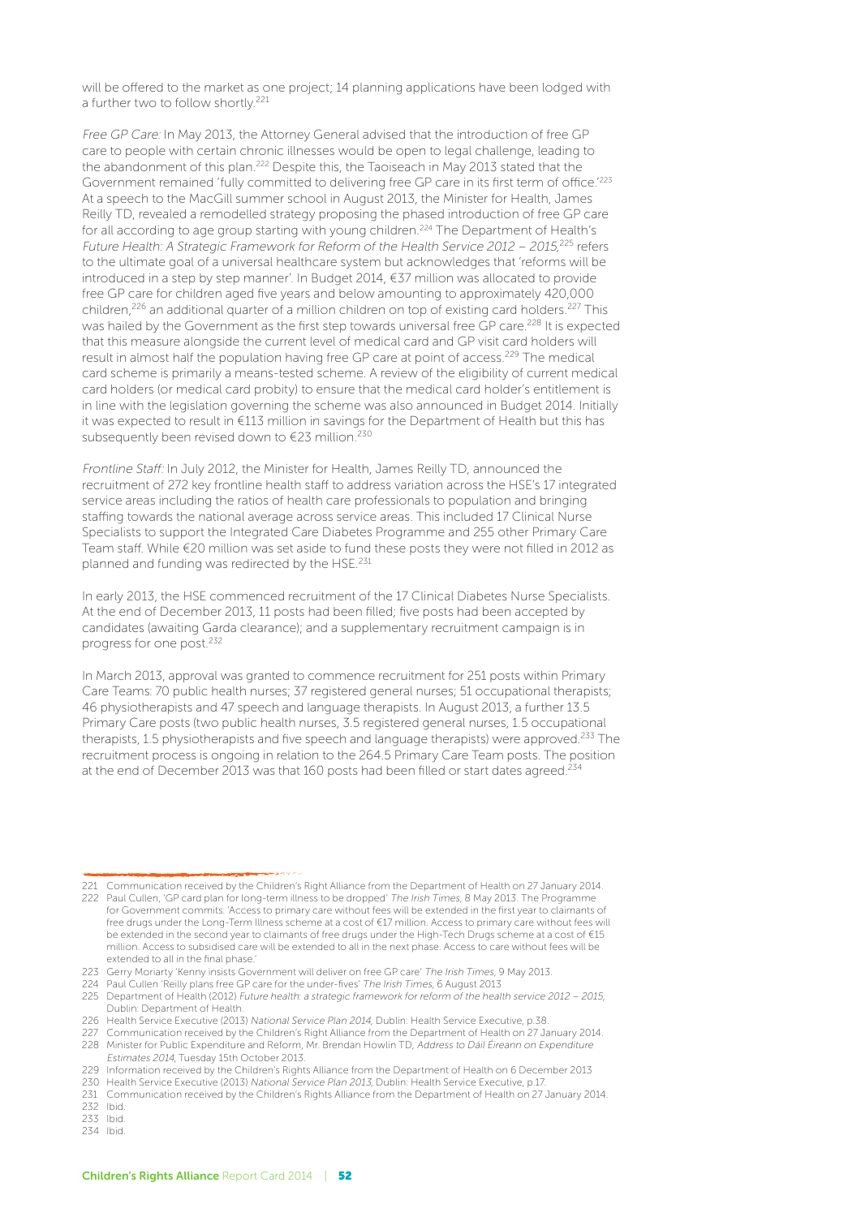will be offered to the market as one project; 14 planning applications have been lodged with a further two to follow shortly.[221]

*Free GP Care:* In May 2013, the Attorney General advised that the introduction of free GP care to people with certain chronic illnesses would be open to legal challenge, leading to the abandonment of this plan.[222] Despite this, the Taoiseach in May 2013 stated that the Government remained 'fully committed to delivering free GP care in its first term of office.'[223] At a speech to the MacGill summer school in August 2013, the Minister for Health, James Reilly TD, revealed a remodelled strategy proposing the phased introduction of free GP care for all according to age group starting with young children.[224] The Department of Health's *Future Health: A Strategic Framework for Reform of the Health Service 2012 – 2015*,[225] refers to the ultimate goal of a universal healthcare system but acknowledges that 'reforms will be introduced in a step by step manner'. In Budget 2014, €37 million was allocated to provide free GP care for children aged five years and below amounting to approximately 420,000 children,[226] an additional quarter of a million children on top of existing card holders.[227] This was hailed by the Government as the first step towards universal free GP care.[228] It is expected that this measure alongside the current level of medical card and GP visit card holders will result in almost half the population having free GP care at point of access.[229] The medical card scheme is primarily a means-tested scheme. A review of the eligibility of current medical card holders (or medical card probity) to ensure that the medical card holder's entitlement is in line with the legislation governing the scheme was also announced in Budget 2014. Initially it was expected to result in €113 million in savings for the Department of Health but this has subsequently been revised down to €23 million.[230]

*Frontline Staff:* In July 2012, the Minister for Health, James Reilly TD, announced the recruitment of 272 key frontline health staff to address variation across the HSE's 17 integrated service areas including the ratios of health care professionals to population and bringing staffing towards the national average across service areas. This included 17 Clinical Nurse Specialists to support the Integrated Care Diabetes Programme and 255 other Primary Care Team staff. While €20 million was set aside to fund these posts they were not filled in 2012 as planned and funding was redirected by the HSE.[231]

In early 2013, the HSE commenced recruitment of the 17 Clinical Diabetes Nurse Specialists. At the end of December 2013, 11 posts had been filled; five posts had been accepted by candidates (awaiting Garda clearance); and a supplementary recruitment campaign is in progress for one post.[232]

In March 2013, approval was granted to commence recruitment for 251 posts within Primary Care Teams: 70 public health nurses; 37 registered general nurses; 51 occupational therapists; 46 physiotherapists and 47 speech and language therapists. In August 2013, a further 13.5 Primary Care posts (two public health nurses, 3.5 registered general nurses, 1.5 occupational therapists, 1.5 physiotherapists and five speech and language therapists) were approved.[233] The recruitment process is ongoing in relation to the 264.5 Primary Care Team posts. The position at the end of December 2013 was that 160 posts had been filled or start dates agreed.[234]

---

221 Communication received by the Children's Right Alliance from the Department of Health on 27 January 2014.

222 Paul Cullen, 'GP card plan for long-term illness to be dropped' *The Irish Times*, 8 May 2013. The Programme for Government commits: 'Access to primary care without fees will be extended in the first year to claimants of free drugs under the Long-Term Illness scheme at a cost of €17 million. Access to primary care without fees will be extended in the second year to claimants of free drugs under the High-Tech Drugs scheme at a cost of €15 million. Access to subsidised care will be extended to all in the next phase. Access to care without fees will be extended to all in the final phase.'

223 Gerry Moriarty 'Kenny insists Government will deliver on free GP care' *The Irish Times*, 9 May 2013.

224 Paul Cullen 'Reilly plans free GP care for the under-fives' *The Irish Times*, 6 August 2013

225 Department of Health (2012) *Future health: a strategic framework for reform of the health service 2012 – 2015*, Dublin: Department of Health.

226 Health Service Executive (2013) *National Service Plan 2014*, Dublin: Health Service Executive, p.38.

227 Communication received by the Children's Right Alliance from the Department of Health on 27 January 2014.

228 Minister for Public Expenditure and Reform, Mr. Brendan Howlin TD, *Address to Dáil Éireann on Expenditure Estimates 2014*, Tuesday 15th October 2013.

229 Information received by the Children's Rights Alliance from the Department of Health on 6 December 2013

230 Health Service Executive (2013) *National Service Plan 2013*, Dublin: Health Service Executive, p.17.

231 Communication received by the Children's Rights Alliance from the Department of Health on 27 January 2014.

232 Ibid.

233 Ibid.

234 Ibid.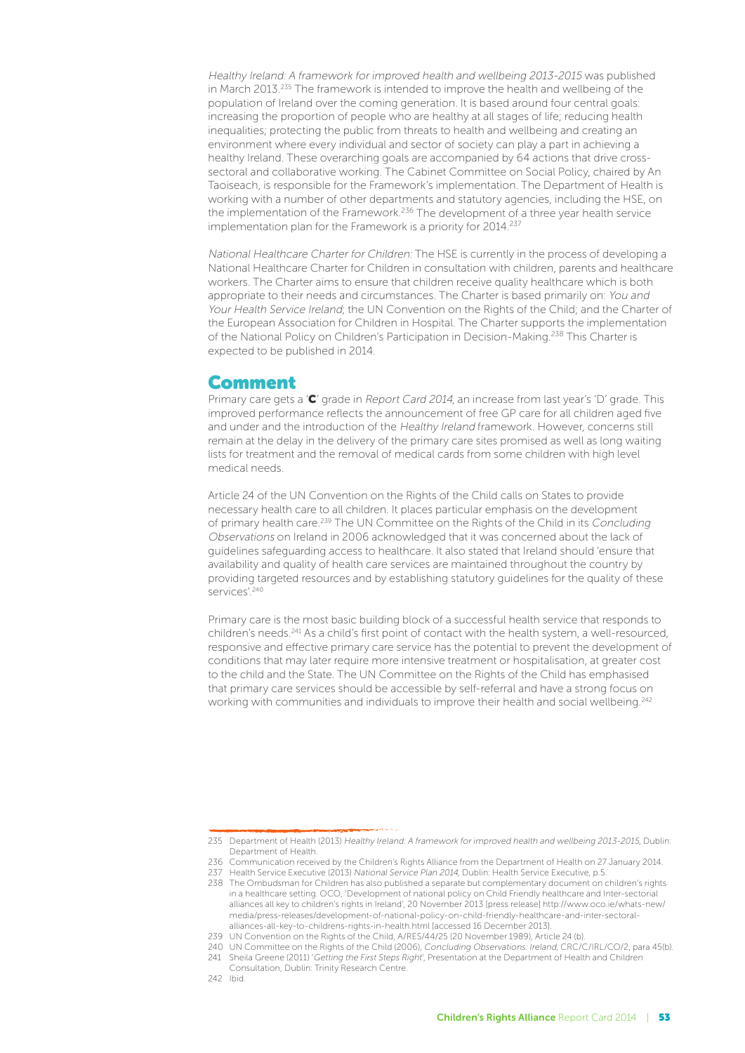*Healthy Ireland: A framework for improved health and wellbeing 2013-2015* was published in March 2013.[235] The framework is intended to improve the health and wellbeing of the population of Ireland over the coming generation. It is based around four central goals: increasing the proportion of people who are healthy at all stages of life; reducing health inequalities; protecting the public from threats to health and wellbeing and creating an environment where every individual and sector of society can play a part in achieving a healthy Ireland. These overarching goals are accompanied by 64 actions that drive cross-sectoral and collaborative working. The Cabinet Committee on Social Policy, chaired by An Taoiseach, is responsible for the Framework's implementation. The Department of Health is working with a number of other departments and statutory agencies, including the HSE, on the implementation of the Framework.[236] The development of a three year health service implementation plan for the Framework is a priority for 2014.[237]

*National Healthcare Charter for Children:* The HSE is currently in the process of developing a National Healthcare Charter for Children in consultation with children, parents and healthcare workers. The Charter aims to ensure that children receive quality healthcare which is both appropriate to their needs and circumstances. The Charter is based primarily on: *You and Your Health Service Ireland*; the UN Convention on the Rights of the Child; and the Charter of the European Association for Children in Hospital. The Charter supports the implementation of the National Policy on Children's Participation in Decision-Making.[238] This Charter is expected to be published in 2014.

## Comment

Primary care gets a '**C**' grade in *Report Card 2014*, an increase from last year's 'D' grade. This improved performance reflects the announcement of free GP care for all children aged five and under and the introduction of the *Healthy Ireland* framework. However, concerns still remain at the delay in the delivery of the primary care sites promised as well as long waiting lists for treatment and the removal of medical cards from some children with high level medical needs.

Article 24 of the UN Convention on the Rights of the Child calls on States to provide necessary health care to all children. It places particular emphasis on the development of primary health care.[239] The UN Committee on the Rights of the Child in its *Concluding Observations* on Ireland in 2006 acknowledged that it was concerned about the lack of guidelines safeguarding access to healthcare. It also stated that Ireland should 'ensure that availability and quality of health care services are maintained throughout the country by providing targeted resources and by establishing statutory guidelines for the quality of these services'.[240]

Primary care is the most basic building block of a successful health service that responds to children's needs.[241] As a child's first point of contact with the health system, a well-resourced, responsive and effective primary care service has the potential to prevent the development of conditions that may later require more intensive treatment or hospitalisation, at greater cost to the child and the State. The UN Committee on the Rights of the Child has emphasised that primary care services should be accessible by self-referral and have a strong focus on working with communities and individuals to improve their health and social wellbeing.[242]

---

235 Department of Health (2013) *Healthy Ireland: A framework for improved health and wellbeing 2013-2015*, Dublin: Department of Health.

236 Communication received by the Children's Rights Alliance from the Department of Health on 27 January 2014.

237 Health Service Executive (2013) *National Service Plan 2014*, Dublin: Health Service Executive, p.5.

238 The Ombudsman for Children has also published a separate but complementary document on children's rights in a healthcare setting. OCO, 'Development of national policy on Child Friendly healthcare and Inter-sectorial alliances all key to children's rights in Ireland', 20 November 2013 [press release] http://www.oco.ie/whats-new/media/press-releases/development-of-national-policy-on-child-friendly-healthcare-and-inter-sectoral-alliances-all-key-to-childrens-rights-in-health.html [accessed 16 December 2013].

239 UN Convention on the Rights of the Child, A/RES/44/25 (20 November 1989), Article 24 (b).

240 UN Committee on the Rights of the Child (2006), *Concluding Observations: Ireland*, CRC/C/IRL/CO/2, para 45(b).

241 Sheila Greene (2011) '*Getting the First Steps Right*', Presentation at the Department of Health and Children Consultation, Dublin: Trinity Research Centre.

242 Ibid.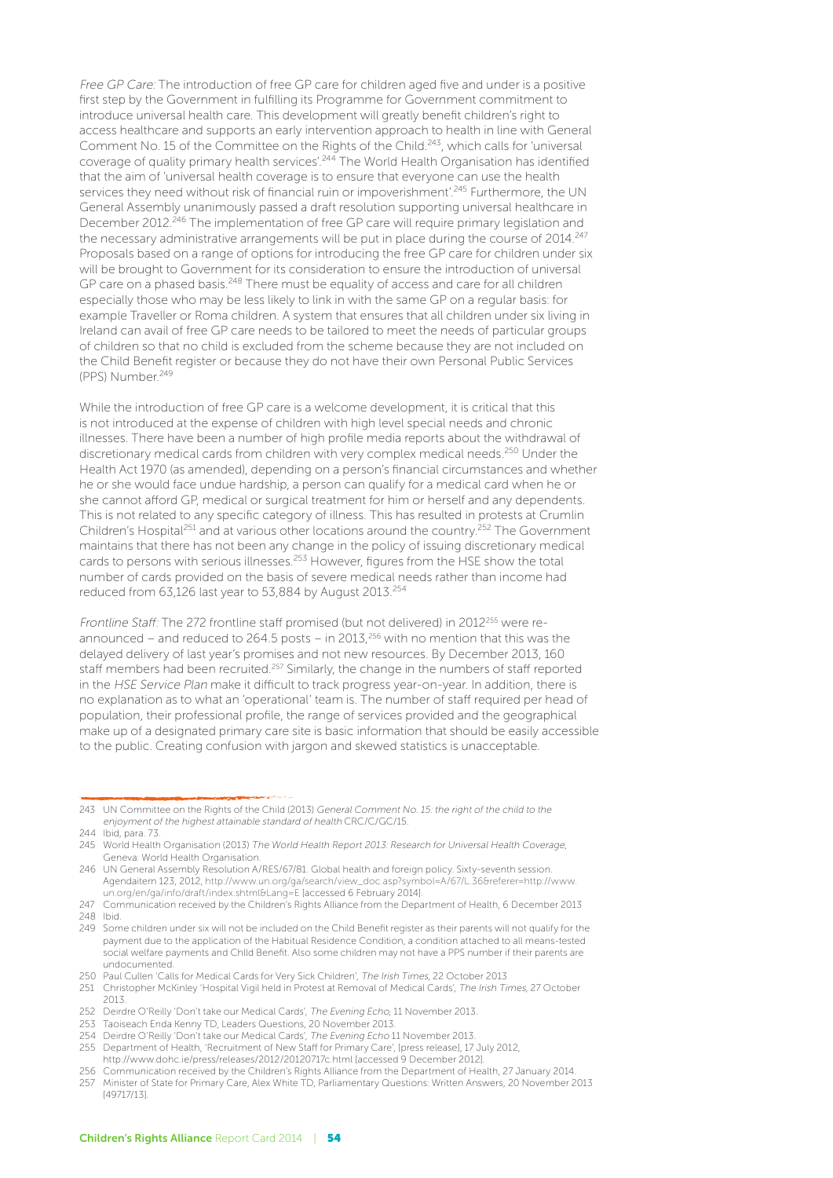*Free GP Care:* The introduction of free GP care for children aged five and under is a positive first step by the Government in fulfilling its Programme for Government commitment to introduce universal health care. This development will greatly benefit children's right to access healthcare and supports an early intervention approach to health in line with General Comment No. 15 of the Committee on the Rights of the Child.[243], which calls for 'universal coverage of quality primary health services'.[244] The World Health Organisation has identified that the aim of 'universal health coverage is to ensure that everyone can use the health services they need without risk of financial ruin or impoverishment'.[245] Furthermore, the UN General Assembly unanimously passed a draft resolution supporting universal healthcare in December 2012.[246] The implementation of free GP care will require primary legislation and the necessary administrative arrangements will be put in place during the course of 2014.[247] Proposals based on a range of options for introducing the free GP care for children under six will be brought to Government for its consideration to ensure the introduction of universal GP care on a phased basis.[248] There must be equality of access and care for all children especially those who may be less likely to link in with the same GP on a regular basis: for example Traveller or Roma children. A system that ensures that all children under six living in Ireland can avail of free GP care needs to be tailored to meet the needs of particular groups of children so that no child is excluded from the scheme because they are not included on the Child Benefit register or because they do not have their own Personal Public Services (PPS) Number.[249]

While the introduction of free GP care is a welcome development, it is critical that this is not introduced at the expense of children with high level special needs and chronic illnesses. There have been a number of high profile media reports about the withdrawal of discretionary medical cards from children with very complex medical needs.[250] Under the Health Act 1970 (as amended), depending on a person's financial circumstances and whether he or she would face undue hardship, a person can qualify for a medical card when he or she cannot afford GP, medical or surgical treatment for him or herself and any dependents. This is not related to any specific category of illness. This has resulted in protests at Crumlin Children's Hospital[251] and at various other locations around the country.[252] The Government maintains that there has not been any change in the policy of issuing discretionary medical cards to persons with serious illnesses.[253] However, figures from the HSE show the total number of cards provided on the basis of severe medical needs rather than income had reduced from 63,126 last year to 53,884 by August 2013.[254]

*Frontline Staff:* The 272 frontline staff promised (but not delivered) in 2012[255] were re-announced – and reduced to 264.5 posts – in 2013,[256] with no mention that this was the delayed delivery of last year's promises and not new resources. By December 2013, 160 staff members had been recruited.[257] Similarly, the change in the numbers of staff reported in the *HSE Service Plan* make it difficult to track progress year-on-year. In addition, there is no explanation as to what an 'operational' team is. The number of staff required per head of population, their professional profile, the range of services provided and the geographical make up of a designated primary care site is basic information that should be easily accessible to the public. Creating confusion with jargon and skewed statistics is unacceptable.

---

243 UN Committee on the Rights of the Child (2013) *General Comment No. 15: the right of the child to the enjoyment of the highest attainable standard of health* CRC/C/GC/15.

244 Ibid, para. 73.

245 World Health Organisation (2013) *The World Health Report 2013: Research for Universal Health Coverage*, Geneva: World Health Organisation.

246 UN General Assembly Resolution A/RES/67/81. Global health and foreign policy. Sixty-seventh session. Agendaitem 123, 2012, http://www.un.org/ga/search/view_doc.asp?symbol=A/67/L.36&referer=http://www.un.org/en/ga/info/draft/index.shtml&Lang=E [accessed 6 February 2014].

247 Communication received by the Children's Rights Alliance from the Department of Health, 6 December 2013

248 Ibid.

249 Some children under six will not be included on the Child Benefit register as their parents will not qualify for the payment due to the application of the Habitual Residence Condition, a condition attached to all means-tested social welfare payments and Child Benefit. Also some children may not have a PPS number if their parents are undocumented.

250 Paul Cullen 'Calls for Medical Cards for Very Sick Children', *The Irish Times*, 22 October 2013

251 Christopher McKinley 'Hospital Vigil held in Protest at Removal of Medical Cards', *The Irish Times*, 27 October 2013.

252 Deirdre O'Reilly 'Don't take our Medical Cards', *The Evening Echo*, 11 November 2013.

253 Taoiseach Enda Kenny TD, Leaders Questions, 20 November 2013.

254 Deirdre O'Reilly 'Don't take our Medical Cards', *The Evening Echo* 11 November 2013.

255 Department of Health, 'Recruitment of New Staff for Primary Care', [press release], 17 July 2012, http://www.dohc.ie/press/releases/2012/20120717c.html [accessed 9 December 2012].

256 Communication received by the Children's Rights Alliance from the Department of Health, 27 January 2014.

257 Minister of State for Primary Care, Alex White TD, Parliamentary Questions: Written Answers, 20 November 2013 [49717/13].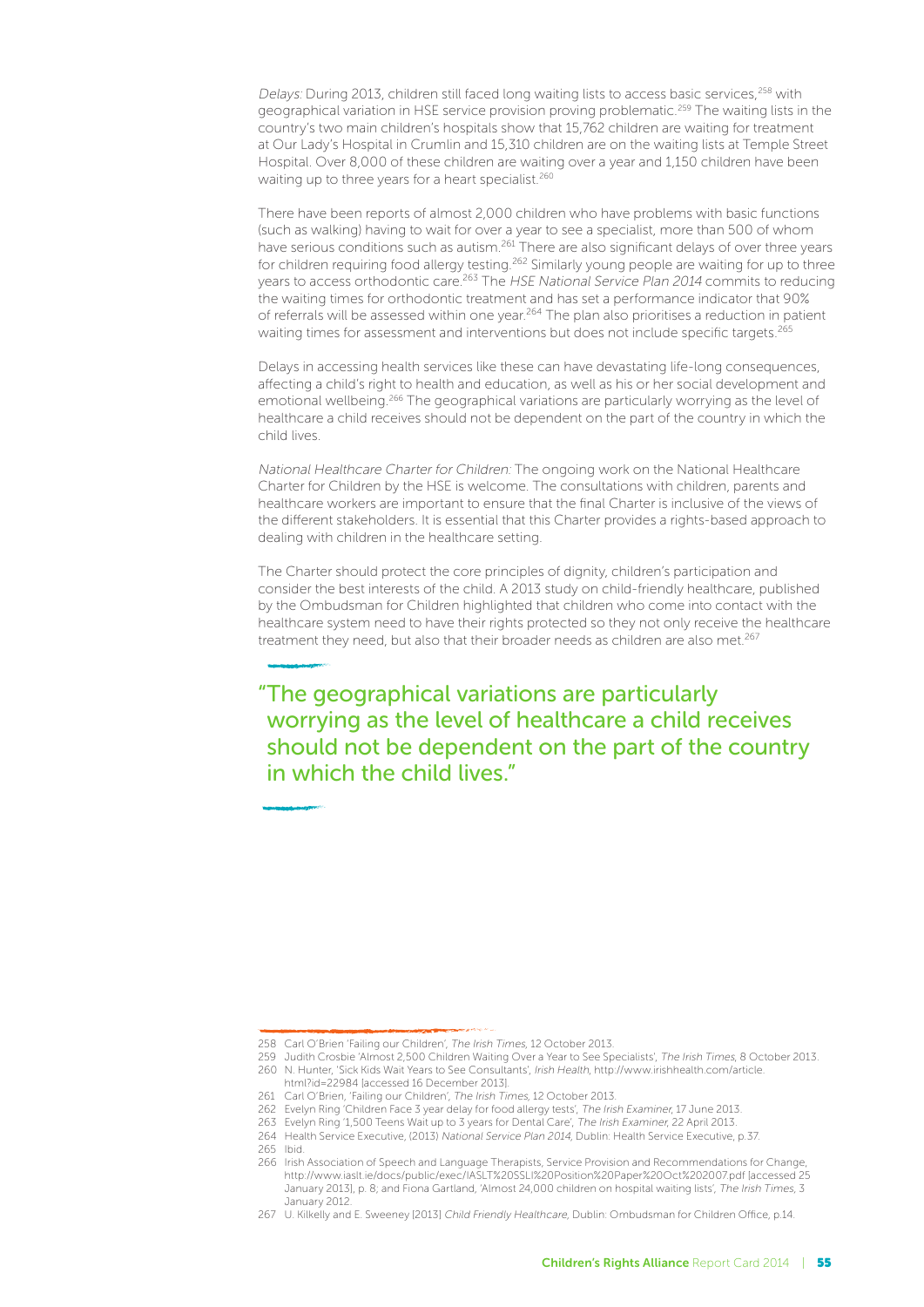*Delays:* During 2013, children still faced long waiting lists to access basic services,[258] with geographical variation in HSE service provision proving problematic.[259] The waiting lists in the country's two main children's hospitals show that 15,762 children are waiting for treatment at Our Lady's Hospital in Crumlin and 15,310 children are on the waiting lists at Temple Street Hospital. Over 8,000 of these children are waiting over a year and 1,150 children have been waiting up to three years for a heart specialist.[260]

There have been reports of almost 2,000 children who have problems with basic functions (such as walking) having to wait for over a year to see a specialist, more than 500 of whom have serious conditions such as autism.[261] There are also significant delays of over three years for children requiring food allergy testing.[262] Similarly young people are waiting for up to three years to access orthodontic care.[263] The *HSE National Service Plan 2014* commits to reducing the waiting times for orthodontic treatment and has set a performance indicator that 90% of referrals will be assessed within one year.[264] The plan also prioritises a reduction in patient waiting times for assessment and interventions but does not include specific targets.[265]

Delays in accessing health services like these can have devastating life-long consequences, affecting a child's right to health and education, as well as his or her social development and emotional wellbeing.[266] The geographical variations are particularly worrying as the level of healthcare a child receives should not be dependent on the part of the country in which the child lives.

*National Healthcare Charter for Children:* The ongoing work on the National Healthcare Charter for Children by the HSE is welcome. The consultations with children, parents and healthcare workers are important to ensure that the final Charter is inclusive of the views of the different stakeholders. It is essential that this Charter provides a rights-based approach to dealing with children in the healthcare setting.

The Charter should protect the core principles of dignity, children's participation and consider the best interests of the child. A 2013 study on child-friendly healthcare, published by the Ombudsman for Children highlighted that children who come into contact with the healthcare system need to have their rights protected so they not only receive the healthcare treatment they need, but also that their broader needs as children are also met.[267]

> "The geographical variations are particularly worrying as the level of healthcare a child receives should not be dependent on the part of the country in which the child lives."

---

258 Carl O'Brien 'Failing our Children', *The Irish Times*, 12 October 2013.

259 Judith Crosbie 'Almost 2,500 Children Waiting Over a Year to See Specialists', *The Irish Times*, 8 October 2013.

260 N. Hunter, 'Sick Kids Wait Years to See Consultants', *Irish Health*, http://www.irishhealth.com/article.html?id=22984 [accessed 16 December 2013].

261 Carl O'Brien, 'Failing our Children', *The Irish Times*, 12 October 2013.

262 Evelyn Ring 'Children Face 3 year delay for food allergy tests', *The Irish Examiner*, 17 June 2013.

263 Evelyn Ring '1,500 Teens Wait up to 3 years for Dental Care', *The Irish Examiner*, 22 April 2013.

264 Health Service Executive, (2013) *National Service Plan 2014*, Dublin: Health Service Executive, p.37.

265 Ibid.

266 Irish Association of Speech and Language Therapists, Service Provision and Recommendations for Change, http://www.iaslt.ie/docs/public/exec/IASLT%20SSLI%20Position%20Paper%20Oct%202007.pdf [accessed 25 January 2013], p. 8; and Fiona Gartland, 'Almost 24,000 children on hospital waiting lists', *The Irish Times*, 3 January 2012.

267 U. Kilkelly and E. Sweeney [2013] *Child Friendly Healthcare*, Dublin: Ombudsman for Children Office, p.14.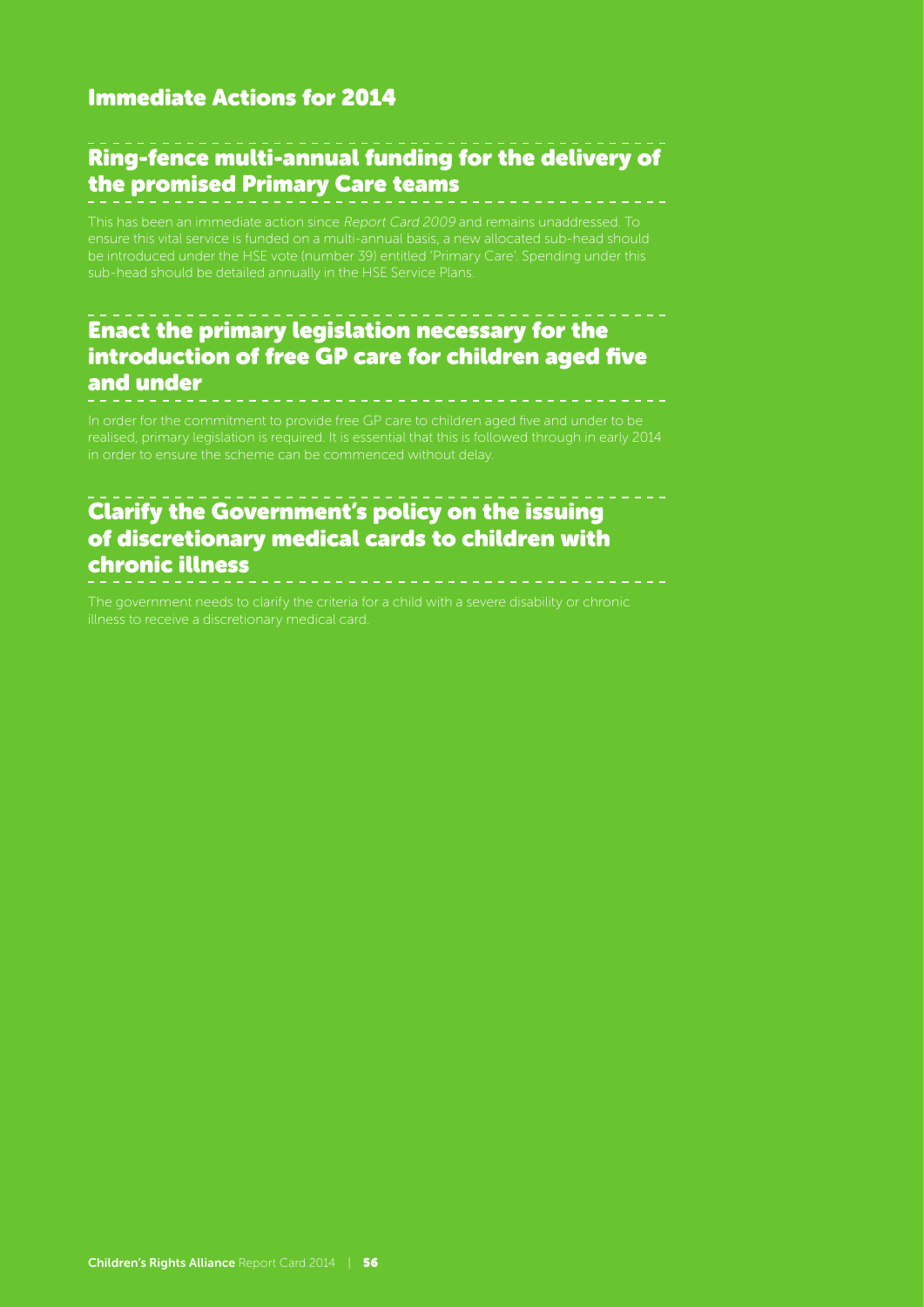## Immediate Actions for 2014

### Ring-fence multi-annual funding for the delivery of the promised Primary Care teams

This has been an immediate action since *Report Card 2009* and remains unaddressed. To ensure this vital service is funded on a multi-annual basis, a new allocated sub-head should be introduced under the HSE vote (number 39) entitled 'Primary Care'. Spending under this sub-head should be detailed annually in the HSE Service Plans.

### Enact the primary legislation necessary for the introduction of free GP care for children aged five and under

In order for the commitment to provide free GP care to children aged five and under to be realised, primary legislation is required. It is essential that this is followed through in early 2014 in order to ensure the scheme can be commenced without delay.

### Clarify the Government's policy on the issuing of discretionary medical cards to children with chronic illness

The government needs to clarify the criteria for a child with a severe disability or chronic illness to receive a discretionary medical card.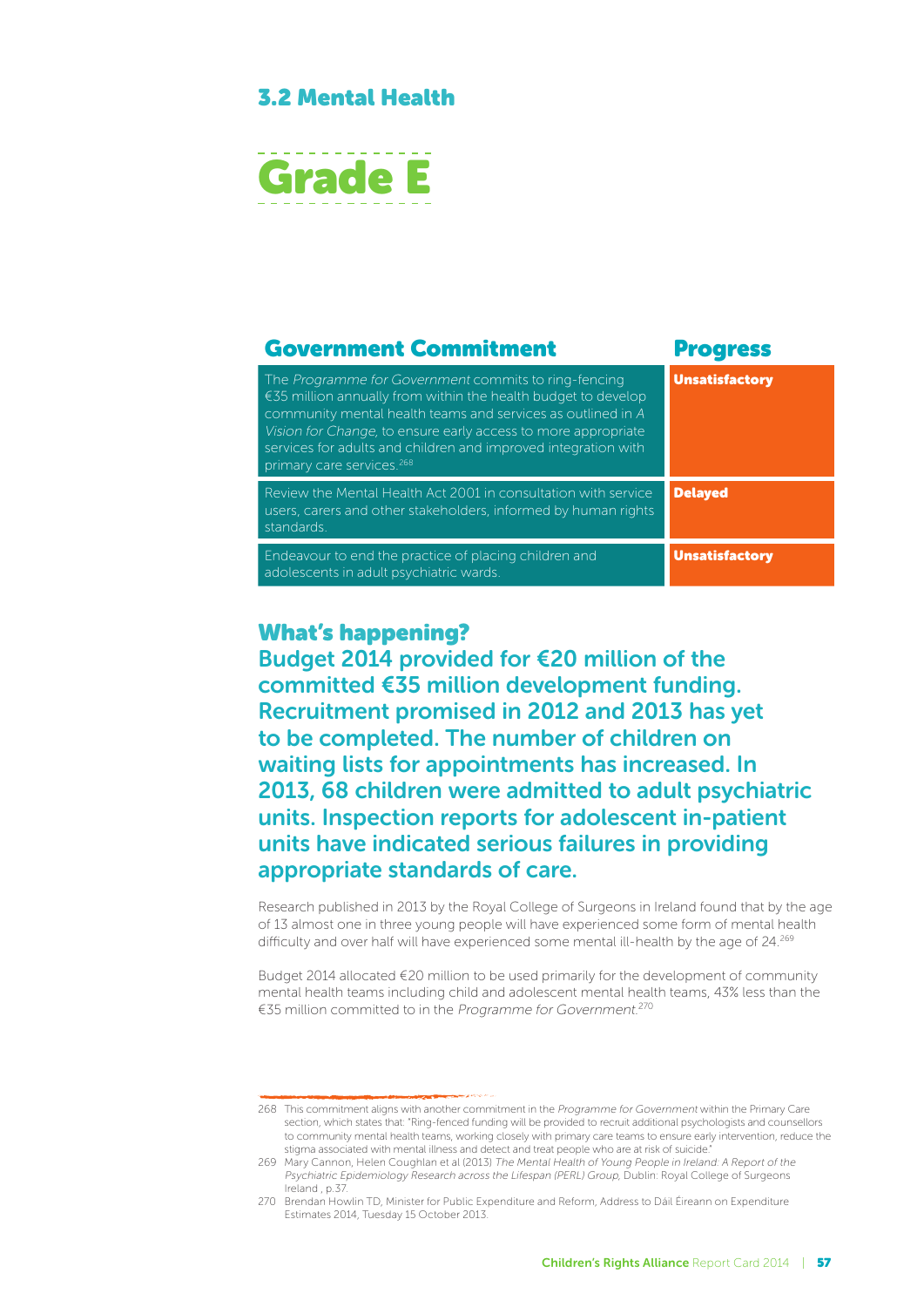## 3.2 Mental Health

# Grade E

| Government Commitment | Progress |
|---|---|
| The *Programme for Government* commits to ring-fencing €35 million annually from within the health budget to develop community mental health teams and services as outlined in *A Vision for Change*, to ensure early access to more appropriate services for adults and children and improved integration with primary care services.[268] | **Unsatisfactory** |
| Review the Mental Health Act 2001 in consultation with service users, carers and other stakeholders, informed by human rights standards. | **Delayed** |
| Endeavour to end the practice of placing children and adolescents in adult psychiatric wards. | **Unsatisfactory** |

### What's happening?

**Budget 2014 provided for €20 million of the committed €35 million development funding. Recruitment promised in 2012 and 2013 has yet to be completed. The number of children on waiting lists for appointments has increased. In 2013, 68 children were admitted to adult psychiatric units. Inspection reports for adolescent in-patient units have indicated serious failures in providing appropriate standards of care.**

Research published in 2013 by the Royal College of Surgeons in Ireland found that by the age of 13 almost one in three young people will have experienced some form of mental health difficulty and over half will have experienced some mental ill-health by the age of 24.[269]

Budget 2014 allocated €20 million to be used primarily for the development of community mental health teams including child and adolescent mental health teams, 43% less than the €35 million committed to in the *Programme for Government*.[270]

---

268 This commitment aligns with another commitment in the *Programme for Government* within the Primary Care section, which states that: "Ring-fenced funding will be provided to recruit additional psychologists and counsellors to community mental health teams, working closely with primary care teams to ensure early intervention, reduce the stigma associated with mental illness and detect and treat people who are at risk of suicide."

269 Mary Cannon, Helen Coughlan et al (2013) *The Mental Health of Young People in Ireland: A Report of the Psychiatric Epidemiology Research across the Lifespan (PERL) Group*, Dublin: Royal College of Surgeons Ireland , p.37.

270 Brendan Howlin TD, Minister for Public Expenditure and Reform, Address to Dáil Éireann on Expenditure Estimates 2014, Tuesday 15 October 2013.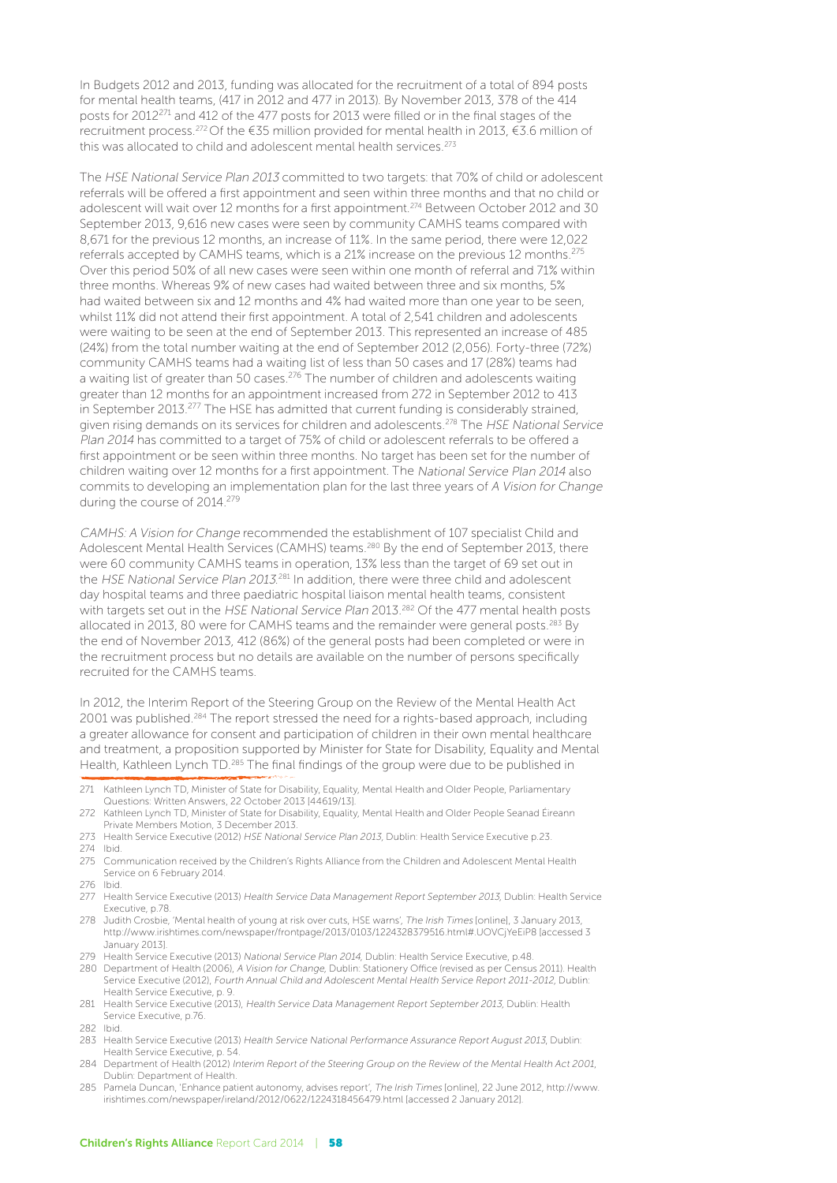In Budgets 2012 and 2013, funding was allocated for the recruitment of a total of 894 posts for mental health teams, (417 in 2012 and 477 in 2013). By November 2013, 378 of the 414 posts for 2012[271] and 412 of the 477 posts for 2013 were filled or in the final stages of the recruitment process.[272] Of the €35 million provided for mental health in 2013, €3.6 million of this was allocated to child and adolescent mental health services.[273]

The *HSE National Service Plan 2013* committed to two targets: that 70% of child or adolescent referrals will be offered a first appointment and seen within three months and that no child or adolescent will wait over 12 months for a first appointment.[274] Between October 2012 and 30 September 2013, 9,616 new cases were seen by community CAMHS teams compared with 8,671 for the previous 12 months, an increase of 11%. In the same period, there were 12,022 referrals accepted by CAMHS teams, which is a 21% increase on the previous 12 months.[275] Over this period 50% of all new cases were seen within one month of referral and 71% within three months. Whereas 9% of new cases had waited between three and six months, 5% had waited between six and 12 months and 4% had waited more than one year to be seen, whilst 11% did not attend their first appointment. A total of 2,541 children and adolescents were waiting to be seen at the end of September 2013. This represented an increase of 485 (24%) from the total number waiting at the end of September 2012 (2,056). Forty-three (72%) community CAMHS teams had a waiting list of less than 50 cases and 17 (28%) teams had a waiting list of greater than 50 cases.[276] The number of children and adolescents waiting greater than 12 months for an appointment increased from 272 in September 2012 to 413 in September 2013.[277] The HSE has admitted that current funding is considerably strained, given rising demands on its services for children and adolescents.[278] The *HSE National Service Plan 2014* has committed to a target of 75% of child or adolescent referrals to be offered a first appointment or be seen within three months. No target has been set for the number of children waiting over 12 months for a first appointment. The *National Service Plan 2014* also commits to developing an implementation plan for the last three years of *A Vision for Change* during the course of 2014.[279]

*CAMHS: A Vision for Change* recommended the establishment of 107 specialist Child and Adolescent Mental Health Services (CAMHS) teams.[280] By the end of September 2013, there were 60 community CAMHS teams in operation, 13% less than the target of 69 set out in the *HSE National Service Plan 2013*.[281] In addition, there were three child and adolescent day hospital teams and three paediatric hospital liaison mental health teams, consistent with targets set out in the *HSE National Service Plan* 2013.[282] Of the 477 mental health posts allocated in 2013, 80 were for CAMHS teams and the remainder were general posts.[283] By the end of November 2013, 412 (86%) of the general posts had been completed or were in the recruitment process but no details are available on the number of persons specifically recruited for the CAMHS teams.

In 2012, the Interim Report of the Steering Group on the Review of the Mental Health Act 2001 was published.[284] The report stressed the need for a rights-based approach, including a greater allowance for consent and participation of children in their own mental healthcare and treatment, a proposition supported by Minister for State for Disability, Equality and Mental Health, Kathleen Lynch TD.[285] The final findings of the group were due to be published in

---

271 Kathleen Lynch TD, Minister of State for Disability, Equality, Mental Health and Older People, Parliamentary Questions: Written Answers, 22 October 2013 [44619/13].

272 Kathleen Lynch TD, Minister of State for Disability, Equality, Mental Health and Older People Seanad Éireann Private Members Motion, 3 December 2013.

273 Health Service Executive (2012) *HSE National Service Plan 2013*, Dublin: Health Service Executive p.23.

274 Ibid.

275 Communication received by the Children's Rights Alliance from the Children and Adolescent Mental Health Service on 6 February 2014.

276 Ibid.

277 Health Service Executive (2013) *Health Service Data Management Report September 2013*, Dublin: Health Service Executive, p.78.

278 Judith Crosbie, 'Mental health of young at risk over cuts, HSE warns', *The Irish Times* [online], 3 January 2013, http://www.irishtimes.com/newspaper/frontpage/2013/0103/1224328379516.html#.UOVCjYeEiP8 [accessed 3 January 2013].

279 Health Service Executive (2013) *National Service Plan 2014*, Dublin: Health Service Executive, p.48.

280 Department of Health (2006), *A Vision for Change*, Dublin: Stationery Office (revised as per Census 2011). Health Service Executive (2012), *Fourth Annual Child and Adolescent Mental Health Service Report 2011-2012*, Dublin: Health Service Executive, p. 9.

281 Health Service Executive (2013), *Health Service Data Management Report September 2013*, Dublin: Health Service Executive, p.76.

282 Ibid.

283 Health Service Executive (2013) *Health Service National Performance Assurance Report August 2013*, Dublin: Health Service Executive, p. 54.

284 Department of Health (2012) *Interim Report of the Steering Group on the Review of the Mental Health Act 2001*, Dublin: Department of Health.

285 Pamela Duncan, 'Enhance patient autonomy, advises report', *The Irish Times* [online], 22 June 2012, http://www.irishtimes.com/newspaper/ireland/2012/0622/1224318456479.html [accessed 2 January 2012].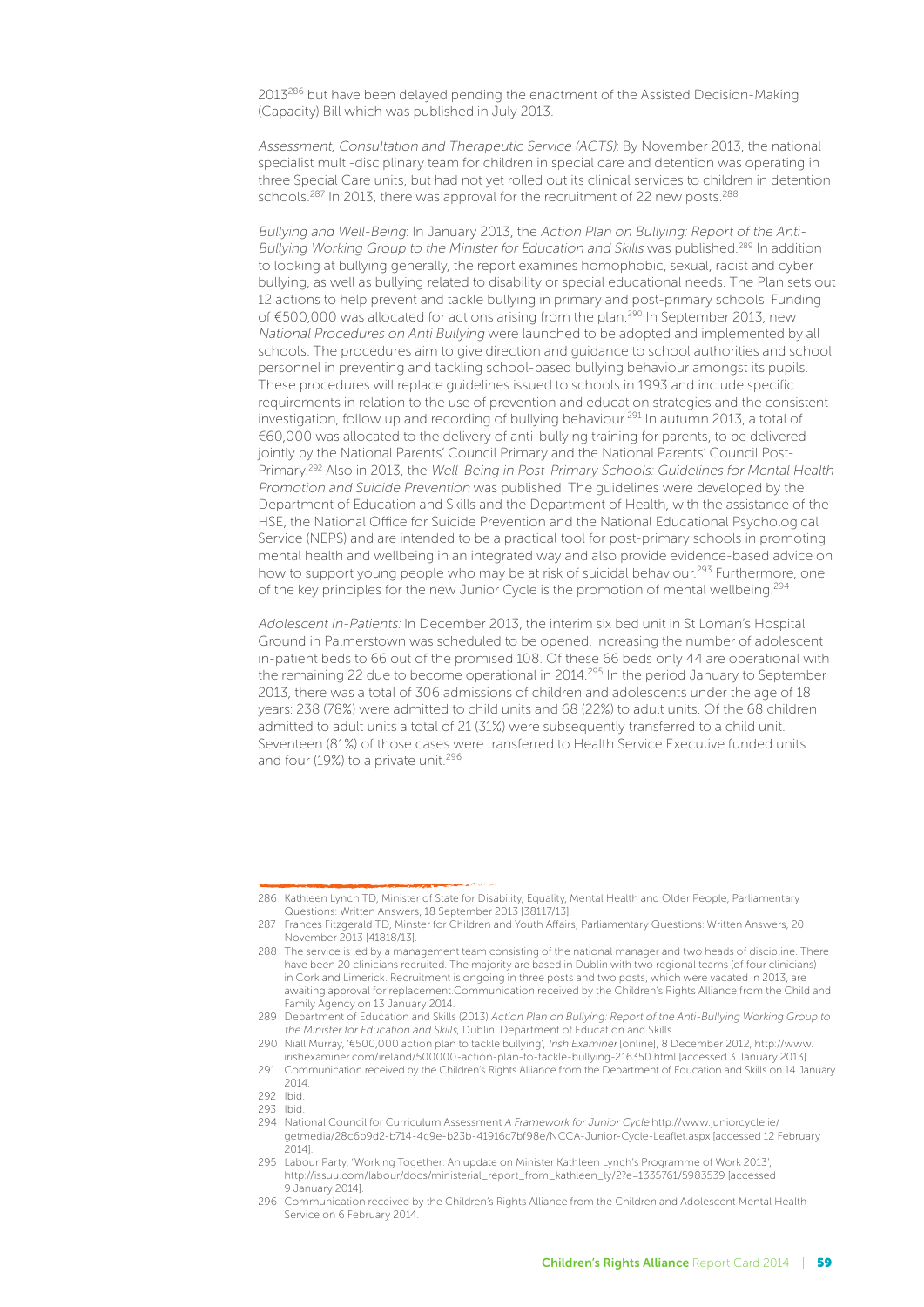2013[286] but have been delayed pending the enactment of the Assisted Decision-Making (Capacity) Bill which was published in July 2013.

*Assessment, Consultation and Therapeutic Service (ACTS)*: By November 2013, the national specialist multi-disciplinary team for children in special care and detention was operating in three Special Care units, but had not yet rolled out its clinical services to children in detention schools.[287] In 2013, there was approval for the recruitment of 22 new posts.[288]

*Bullying and Well-Being*: In January 2013, the *Action Plan on Bullying: Report of the Anti-Bullying Working Group to the Minister for Education and Skills* was published.[289] In addition to looking at bullying generally, the report examines homophobic, sexual, racist and cyber bullying, as well as bullying related to disability or special educational needs. The Plan sets out 12 actions to help prevent and tackle bullying in primary and post-primary schools. Funding of €500,000 was allocated for actions arising from the plan.[290] In September 2013, new *National Procedures on Anti Bullying* were launched to be adopted and implemented by all schools. The procedures aim to give direction and guidance to school authorities and school personnel in preventing and tackling school-based bullying behaviour amongst its pupils. These procedures will replace guidelines issued to schools in 1993 and include specific requirements in relation to the use of prevention and education strategies and the consistent investigation, follow up and recording of bullying behaviour.[291] In autumn 2013, a total of €60,000 was allocated to the delivery of anti-bullying training for parents, to be delivered jointly by the National Parents' Council Primary and the National Parents' Council Post-Primary.[292] Also in 2013, the *Well-Being in Post-Primary Schools: Guidelines for Mental Health Promotion and Suicide Prevention* was published. The guidelines were developed by the Department of Education and Skills and the Department of Health, with the assistance of the HSE, the National Office for Suicide Prevention and the National Educational Psychological Service (NEPS) and are intended to be a practical tool for post-primary schools in promoting mental health and wellbeing in an integrated way and also provide evidence-based advice on how to support young people who may be at risk of suicidal behaviour.[293] Furthermore, one of the key principles for the new Junior Cycle is the promotion of mental wellbeing.[294]

*Adolescent In-Patients:* In December 2013, the interim six bed unit in St Loman's Hospital Ground in Palmerstown was scheduled to be opened, increasing the number of adolescent in-patient beds to 66 out of the promised 108. Of these 66 beds only 44 are operational with the remaining 22 due to become operational in 2014.[295] In the period January to September 2013, there was a total of 306 admissions of children and adolescents under the age of 18 years: 238 (78%) were admitted to child units and 68 (22%) to adult units. Of the 68 children admitted to adult units a total of 21 (31%) were subsequently transferred to a child unit. Seventeen (81%) of those cases were transferred to Health Service Executive funded units and four (19%) to a private unit.[296]

---

286 Kathleen Lynch TD, Minister of State for Disability, Equality, Mental Health and Older People, Parliamentary Questions: Written Answers, 18 September 2013 [38117/13].

287 Frances Fitzgerald TD, Minster for Children and Youth Affairs, Parliamentary Questions: Written Answers, 20 November 2013 [41818/13].

288 The service is led by a management team consisting of the national manager and two heads of discipline. There have been 20 clinicians recruited. The majority are based in Dublin with two regional teams (of four clinicians) in Cork and Limerick. Recruitment is ongoing in three posts and two posts, which were vacated in 2013, are awaiting approval for replacement.Communication received by the Children's Rights Alliance from the Child and Family Agency on 13 January 2014.

289 Department of Education and Skills (2013) *Action Plan on Bullying: Report of the Anti-Bullying Working Group to the Minister for Education and Skills*, Dublin: Department of Education and Skills.

290 Niall Murray, '€500,000 action plan to tackle bullying', *Irish Examiner* [online], 8 December 2012, http://www.irishexaminer.com/ireland/500000-action-plan-to-tackle-bullying-216350.html [accessed 3 January 2013].

291 Communication received by the Children's Rights Alliance from the Department of Education and Skills on 14 January 2014.

292 Ibid.

293 Ibid.

294 National Council for Curriculum Assessment *A Framework for Junior Cycle* http://www.juniorcycle.ie/getmedia/28c6b9d2-b714-4c9e-b23b-41916c7bf98e/NCCA-Junior-Cycle-Leaflet.aspx [accessed 12 February 2014].

295 Labour Party, 'Working Together: An update on Minister Kathleen Lynch's Programme of Work 2013', http://issuu.com/labour/docs/ministerial_report_from_kathleen_ly/2?e=1335761/5983539 [accessed 9 January 2014].

296 Communication received by the Children's Rights Alliance from the Children and Adolescent Mental Health Service on 6 February 2014.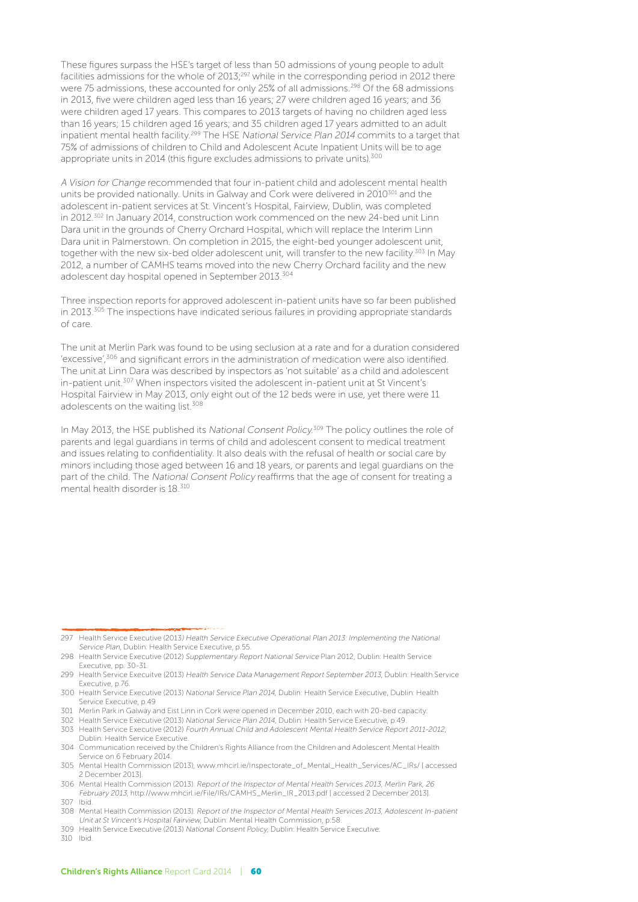These figures surpass the HSE's target of less than 50 admissions of young people to adult facilities admissions for the whole of 2013;[297] while in the corresponding period in 2012 there were 75 admissions, these accounted for only 25% of all admissions.[298] Of the 68 admissions in 2013, five were children aged less than 16 years; 27 were children aged 16 years; and 36 were children aged 17 years. This compares to 2013 targets of having no children aged less than 16 years; 15 children aged 16 years; and 35 children aged 17 years admitted to an adult inpatient mental health facility.[299] The HSE *National Service Plan 2014* commits to a target that 75% of admissions of children to Child and Adolescent Acute Inpatient Units will be to age appropriate units in 2014 (this figure excludes admissions to private units).[300]

*A Vision for Change* recommended that four in-patient child and adolescent mental health units be provided nationally. Units in Galway and Cork were delivered in 2010[301] and the adolescent in-patient services at St. Vincent's Hospital, Fairview, Dublin, was completed in 2012.[302] In January 2014, construction work commenced on the new 24-bed unit Linn Dara unit in the grounds of Cherry Orchard Hospital, which will replace the Interim Linn Dara unit in Palmerstown. On completion in 2015, the eight-bed younger adolescent unit, together with the new six-bed older adolescent unit, will transfer to the new facility.[303] In May 2012, a number of CAMHS teams moved into the new Cherry Orchard facility and the new adolescent day hospital opened in September 2013.[304]

Three inspection reports for approved adolescent in-patient units have so far been published in 2013.[305] The inspections have indicated serious failures in providing appropriate standards of care.

The unit at Merlin Park was found to be using seclusion at a rate and for a duration considered 'excessive',[306] and significant errors in the administration of medication were also identified. The unit at Linn Dara was described by inspectors as 'not suitable' as a child and adolescent in-patient unit.[307] When inspectors visited the adolescent in-patient unit at St Vincent's Hospital Fairview in May 2013, only eight out of the 12 beds were in use, yet there were 11 adolescents on the waiting list.[308]

In May 2013, the HSE published its *National Consent Policy*.[309] The policy outlines the role of parents and legal guardians in terms of child and adolescent consent to medical treatment and issues relating to confidentiality. It also deals with the refusal of health or social care by minors including those aged between 16 and 18 years, or parents and legal guardians on the part of the child. The *National Consent Policy* reaffirms that the age of consent for treating a mental health disorder is 18.[310]

---

297 Health Service Executive (2013) *Health Service Executive Operational Plan 2013: Implementing the National Service Plan*, Dublin: Health Service Executive, p.55.

298 Health Service Executive (2012) *Supplementary Report National Service* Plan 2012, Dublin: Health Service Executive, pp. 30-31.

299 Health Service Execuitve (2013) *Health Service Data Management Report September 2013*, Dublin: Health Service Executive, p.76.

300 Health Service Executive (2013) *National Service Plan 2014*, Dublin: Health Service Executive, Dublin: Health Service Executive, p.49

301 Merlin Park in Galway and Eist Linn in Cork were opened in December 2010, each with 20-bed capacity.

302 Health Service Executive (2013) *National Service Plan 2014*, Dublin: Health Service Executive, p.49.

303 Health Service Executive (2012) *Fourth Annual Child and Adolescent Mental Health Service Report 2011-2012*, Dublin: Health Service Executive.

304 Communication received by the Children's Rights Alliance from the Children and Adolescent Mental Health Service on 6 February 2014.

305 Mental Health Commission (2013), www.mhcirl.ie/Inspectorate_of_Mental_Health_Services/AC_IRs/ [ accessed 2 December 2013].

306 Mental Health Commission (2013). *Report of the Inspector of Mental Health Services 2013, Merlin Park, 26 February 2013*, http://www.mhcirl.ie/File/IRs/CAMHS_Merlin_IR_2013.pdf [ accessed 2 December 2013].

307 Ibid.

308 Mental Health Commission (2013). *Report of the Inspector of Mental Health Services 2013, Adolescent In-patient Unit at St Vincent's Hospital Fairview*, Dublin: Mental Health Commission, p.58.

309 Health Service Executive (2013) *National Consent Policy*, Dublin: Health Service Executive.

310 Ibid.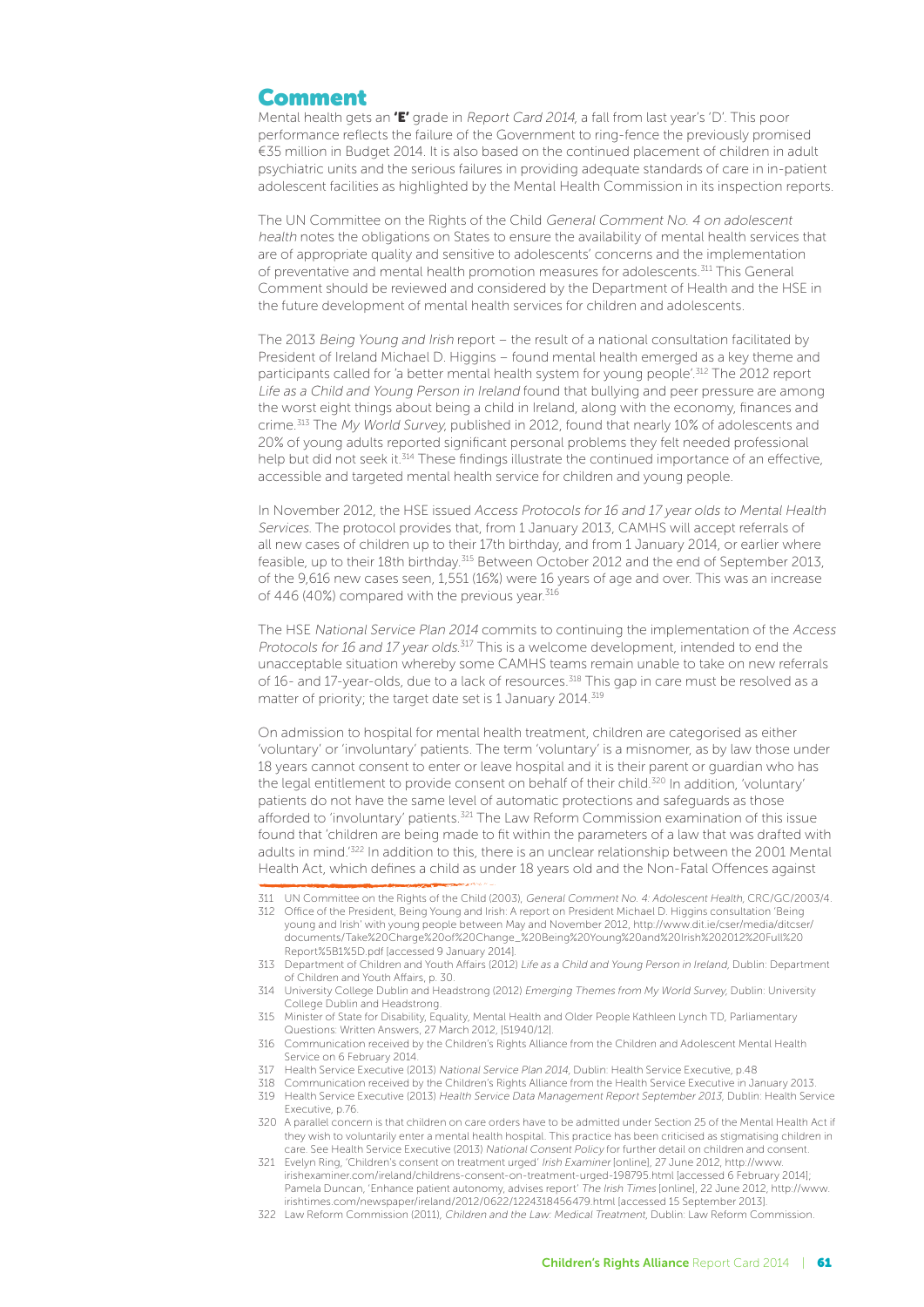## Comment

Mental health gets an **'E'** grade in *Report Card 2014*, a fall from last year's 'D'. This poor performance reflects the failure of the Government to ring-fence the previously promised €35 million in Budget 2014. It is also based on the continued placement of children in adult psychiatric units and the serious failures in providing adequate standards of care in in-patient adolescent facilities as highlighted by the Mental Health Commission in its inspection reports.

The UN Committee on the Rights of the Child *General Comment No. 4 on adolescent health* notes the obligations on States to ensure the availability of mental health services that are of appropriate quality and sensitive to adolescents' concerns and the implementation of preventative and mental health promotion measures for adolescents.[311] This General Comment should be reviewed and considered by the Department of Health and the HSE in the future development of mental health services for children and adolescents.

The 2013 *Being Young and Irish* report – the result of a national consultation facilitated by President of Ireland Michael D. Higgins – found mental health emerged as a key theme and participants called for 'a better mental health system for young people'.[312] The 2012 report *Life as a Child and Young Person in Ireland* found that bullying and peer pressure are among the worst eight things about being a child in Ireland, along with the economy, finances and crime.[313] The *My World Survey*, published in 2012, found that nearly 10% of adolescents and 20% of young adults reported significant personal problems they felt needed professional help but did not seek it.[314] These findings illustrate the continued importance of an effective, accessible and targeted mental health service for children and young people.

In November 2012, the HSE issued *Access Protocols for 16 and 17 year olds to Mental Health Services*. The protocol provides that, from 1 January 2013, CAMHS will accept referrals of all new cases of children up to their 17th birthday, and from 1 January 2014, or earlier where feasible, up to their 18th birthday.[315] Between October 2012 and the end of September 2013, of the 9,616 new cases seen, 1,551 (16%) were 16 years of age and over. This was an increase of 446 (40%) compared with the previous year.[316]

The HSE *National Service Plan 2014* commits to continuing the implementation of the *Access Protocols for 16 and 17 year olds*.[317] This is a welcome development, intended to end the unacceptable situation whereby some CAMHS teams remain unable to take on new referrals of 16- and 17-year-olds, due to a lack of resources.[318] This gap in care must be resolved as a matter of priority; the target date set is 1 January 2014.[319]

On admission to hospital for mental health treatment, children are categorised as either 'voluntary' or 'involuntary' patients. The term 'voluntary' is a misnomer, as by law those under 18 years cannot consent to enter or leave hospital and it is their parent or guardian who has the legal entitlement to provide consent on behalf of their child.[320] In addition, 'voluntary' patients do not have the same level of automatic protections and safeguards as those afforded to 'involuntary' patients.[321] The Law Reform Commission examination of this issue found that 'children are being made to fit within the parameters of a law that was drafted with adults in mind.'[322] In addition to this, there is an unclear relationship between the 2001 Mental Health Act, which defines a child as under 18 years old and the Non-Fatal Offences against

311 UN Committee on the Rights of the Child (2003), *General Comment No. 4: Adolescent Health*, CRC/GC/2003/4.

312 Office of the President, Being Young and Irish: A report on President Michael D. Higgins consultation 'Being young and Irish' with young people between May and November 2012, http://www.dit.ie/cser/media/ditcser/documents/Take%20Charge%20of%20Change_%20Being%20Young%20and%20Irish%202012%20Full%20Report%5B1%5D.pdf [accessed 9 January 2014].

313 Department of Children and Youth Affairs (2012) *Life as a Child and Young Person in Ireland*, Dublin: Department of Children and Youth Affairs, p. 30.

314 University College Dublin and Headstrong (2012) *Emerging Themes from My World Survey*, Dublin: University College Dublin and Headstrong.

315 Minister of State for Disability, Equality, Mental Health and Older People Kathleen Lynch TD, Parliamentary Questions: Written Answers, 27 March 2012, [51940/12].

316 Communication received by the Children's Rights Alliance from the Children and Adolescent Mental Health Service on 6 February 2014.

317 Health Service Executive (2013) *National Service Plan 2014*, Dublin: Health Service Executive, p.48

318 Communication received by the Children's Rights Alliance from the Health Service Executive in January 2013.

319 Health Service Executive (2013) *Health Service Data Management Report September 2013*, Dublin: Health Service Executive, p.76.

320 A parallel concern is that children on care orders have to be admitted under Section 25 of the Mental Health Act if they wish to voluntarily enter a mental health hospital. This practice has been criticised as stigmatising children in care. See Health Service Executive (2013) *National Consent Policy* for further detail on children and consent.

321 Evelyn Ring, 'Children's consent on treatment urged' *Irish Examiner* [online], 27 June 2012, http://www.irishexaminer.com/ireland/childrens-consent-on-treatment-urged-198795.html [accessed 6 February 2014]; Pamela Duncan, 'Enhance patient autonomy, advises report' *The Irish Times* [online], 22 June 2012, http://www.irishtimes.com/newspaper/ireland/2012/0622/1224318456479.html [accessed 15 September 2013].

322 Law Reform Commission (2011), *Children and the Law: Medical Treatment*, Dublin: Law Reform Commission.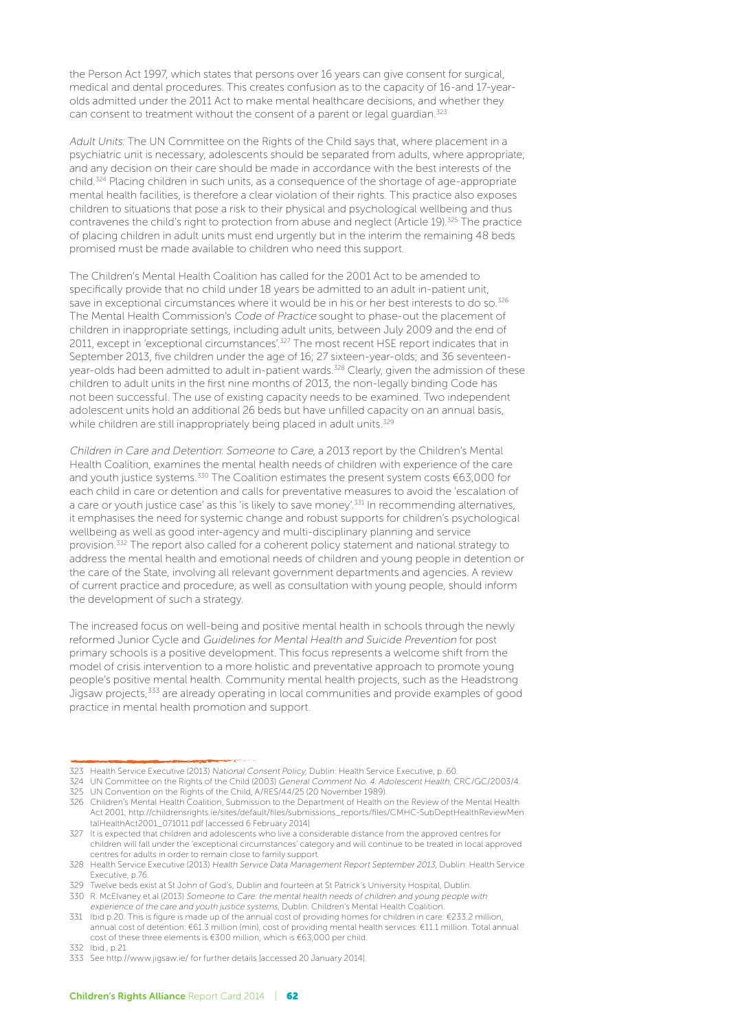the Person Act 1997, which states that persons over 16 years can give consent for surgical, medical and dental procedures. This creates confusion as to the capacity of 16-and 17-year-olds admitted under the 2011 Act to make mental healthcare decisions, and whether they can consent to treatment without the consent of a parent or legal guardian.[323]

*Adult Units*: The UN Committee on the Rights of the Child says that, where placement in a psychiatric unit is necessary, adolescents should be separated from adults, where appropriate; and any decision on their care should be made in accordance with the best interests of the child.[324] Placing children in such units, as a consequence of the shortage of age-appropriate mental health facilities, is therefore a clear violation of their rights. This practice also exposes children to situations that pose a risk to their physical and psychological wellbeing and thus contravenes the child's right to protection from abuse and neglect (Article 19).[325] The practice of placing children in adult units must end urgently but in the interim the remaining 48 beds promised must be made available to children who need this support.

The Children's Mental Health Coalition has called for the 2001 Act to be amended to specifically provide that no child under 18 years be admitted to an adult in-patient unit, save in exceptional circumstances where it would be in his or her best interests to do so.[326] The Mental Health Commission's *Code of Practice* sought to phase-out the placement of children in inappropriate settings, including adult units, between July 2009 and the end of 2011, except in 'exceptional circumstances'.[327] The most recent HSE report indicates that in September 2013, five children under the age of 16; 27 sixteen-year-olds; and 36 seventeen-year-olds had been admitted to adult in-patient wards.[328] Clearly, given the admission of these children to adult units in the first nine months of 2013, the non-legally binding Code has not been successful. The use of existing capacity needs to be examined. Two independent adolescent units hold an additional 26 beds but have unfilled capacity on an annual basis, while children are still inappropriately being placed in adult units.[329]

*Children in Care and Detention*: *Someone to Care*, a 2013 report by the Children's Mental Health Coalition, examines the mental health needs of children with experience of the care and youth justice systems.[330] The Coalition estimates the present system costs €63,000 for each child in care or detention and calls for preventative measures to avoid the 'escalation of a care or youth justice case' as this 'is likely to save money'.[331] In recommending alternatives, it emphasises the need for systemic change and robust supports for children's psychological wellbeing as well as good inter-agency and multi-disciplinary planning and service provision.[332] The report also called for a coherent policy statement and national strategy to address the mental health and emotional needs of children and young people in detention or the care of the State, involving all relevant government departments and agencies. A review of current practice and procedure, as well as consultation with young people, should inform the development of such a strategy.

The increased focus on well-being and positive mental health in schools through the newly reformed Junior Cycle and *Guidelines for Mental Health and Suicide Prevention* for post primary schools is a positive development. This focus represents a welcome shift from the model of crisis intervention to a more holistic and preventative approach to promote young people's positive mental health. Community mental health projects, such as the Headstrong Jigsaw projects,[333] are already operating in local communities and provide examples of good practice in mental health promotion and support.

---

323 Health Service Executive (2013) *National Consent Policy*, Dublin: Health Service Executive, p. 60.

324 UN Committee on the Rights of the Child (2003) *General Comment No. 4: Adolescent Health*, CRC/GC/2003/4.

325 UN Convention on the Rights of the Child, A/RES/44/25 (20 November 1989).

326 Children's Mental Health Coalition, Submission to the Department of Health on the Review of the Mental Health Act 2001, http://childrensrights.ie/sites/default/files/submissions_reports/files/CMHC-SubDeptHealthReviewMentalHealthAct2001_071011.pdf [accessed 6 February 2014]

327 It is expected that children and adolescents who live a considerable distance from the approved centres for children will fall under the 'exceptional circumstances' category and will continue to be treated in local approved centres for adults in order to remain close to family support.

328 Health Service Executive (2013) *Health Service Data Management Report September 2013*, Dublin: Health Service Executive, p.76.

329 Twelve beds exist at St John of God's, Dublin and fourteen at St Patrick's University Hospital, Dublin.

330 R. McElvaney et al (2013) *Someone to Care: the mental health needs of children and young people with experience of the care and youth justice systems*, Dublin: Children's Mental Health Coalition.

331 Ibid p.20. This is figure is made up of the annual cost of providing homes for children in care: €233.2 million, annual cost of detention: €61.3 million (min), cost of providing mental health services: €11.1 million. Total annual cost of these three elements is €300 million, which is €63,000 per child.

332 Ibid., p.21.

333 See http://www.jigsaw.ie/ for further details [accessed 20 January 2014].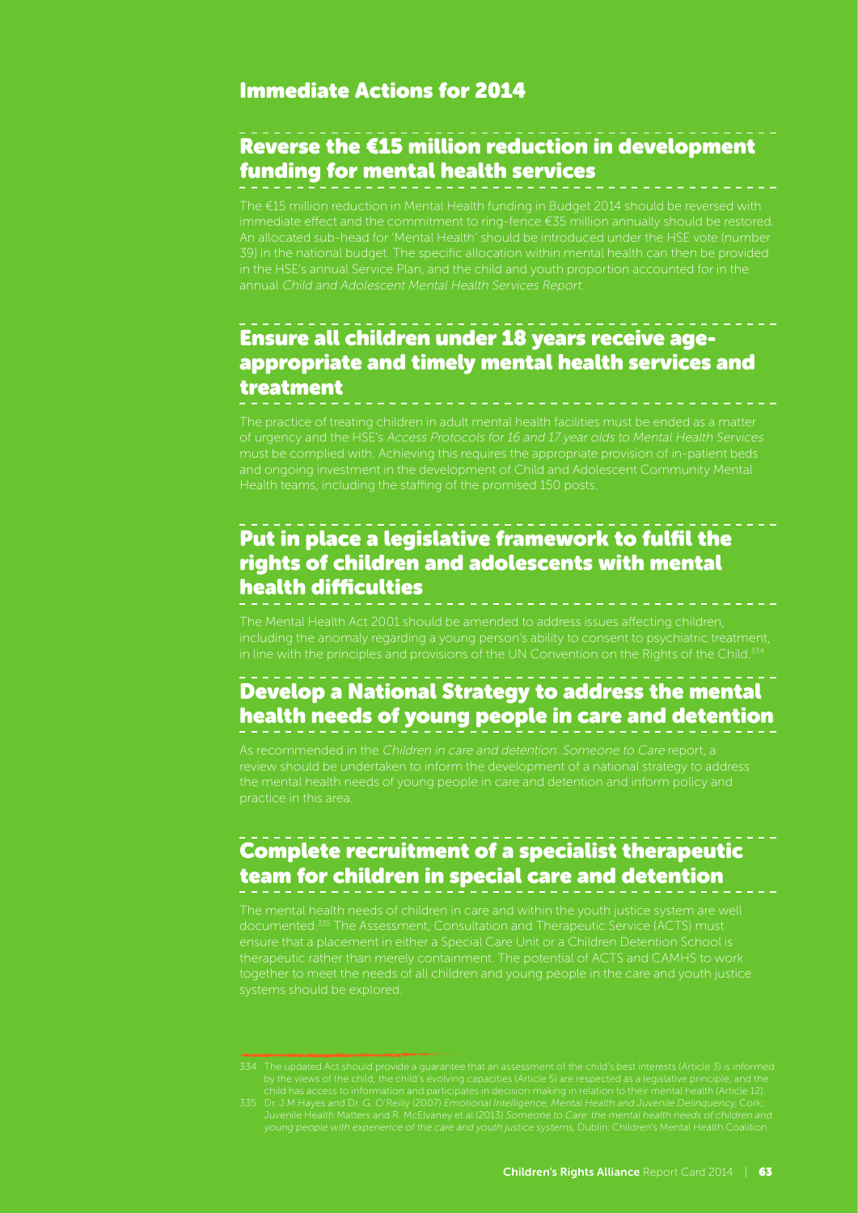## Immediate Actions for 2014

### Reverse the €15 million reduction in development funding for mental health services

The €15 million reduction in Mental Health funding in Budget 2014 should be reversed with immediate effect and the commitment to ring-fence €35 million annually should be restored. An allocated sub-head for 'Mental Health' should be introduced under the HSE vote (number 39) in the national budget. The specific allocation within mental health can then be provided in the HSE's annual Service Plan, and the child and youth proportion accounted for in the annual *Child and Adolescent Mental Health Services Report*.

### Ensure all children under 18 years receive age-appropriate and timely mental health services and treatment

The practice of treating children in adult mental health facilities must be ended as a matter of urgency and the HSE's *Access Protocols for 16 and 17 year olds to Mental Health Services* must be complied with. Achieving this requires the appropriate provision of in-patient beds and ongoing investment in the development of Child and Adolescent Community Mental Health teams, including the staffing of the promised 150 posts.

### Put in place a legislative framework to fulfil the rights of children and adolescents with mental health difficulties

The Mental Health Act 2001 should be amended to address issues affecting children, including the anomaly regarding a young person's ability to consent to psychiatric treatment, in line with the principles and provisions of the UN Convention on the Rights of the Child.[334]

### Develop a National Strategy to address the mental health needs of young people in care and detention

As recommended in the *Children in care and detention: Someone to Care* report, a review should be undertaken to inform the development of a national strategy to address the mental health needs of young people in care and detention and inform policy and practice in this area.

### Complete recruitment of a specialist therapeutic team for children in special care and detention

The mental health needs of children in care and within the youth justice system are well documented.[335] The Assessment, Consultation and Therapeutic Service (ACTS) must ensure that a placement in either a Special Care Unit or a Children Detention School is therapeutic rather than merely containment. The potential of ACTS and CAMHS to work together to meet the needs of all children and young people in the care and youth justice systems should be explored.

---

334 The updated Act should provide a guarantee that an assessment of the child's best interests (Article 3) is informed by the views of the child; the child's evolving capacities (Article 5) are respected as a legislative principle; and the child has access to information and participates in decision making in relation to their mental health (Article 12).

335 Dr. J.M Hayes and Dr. G. O'Reilly (2007) *Emotional Intelligence, Mental Health and Juvenile Delinquency*, Cork; Juvenile Health Matters and R. McElvaney et al (2013) *Someone to Care: the mental health needs of children and young people with experience of the care and youth justice systems*, Dublin: Children's Mental Health Coalition.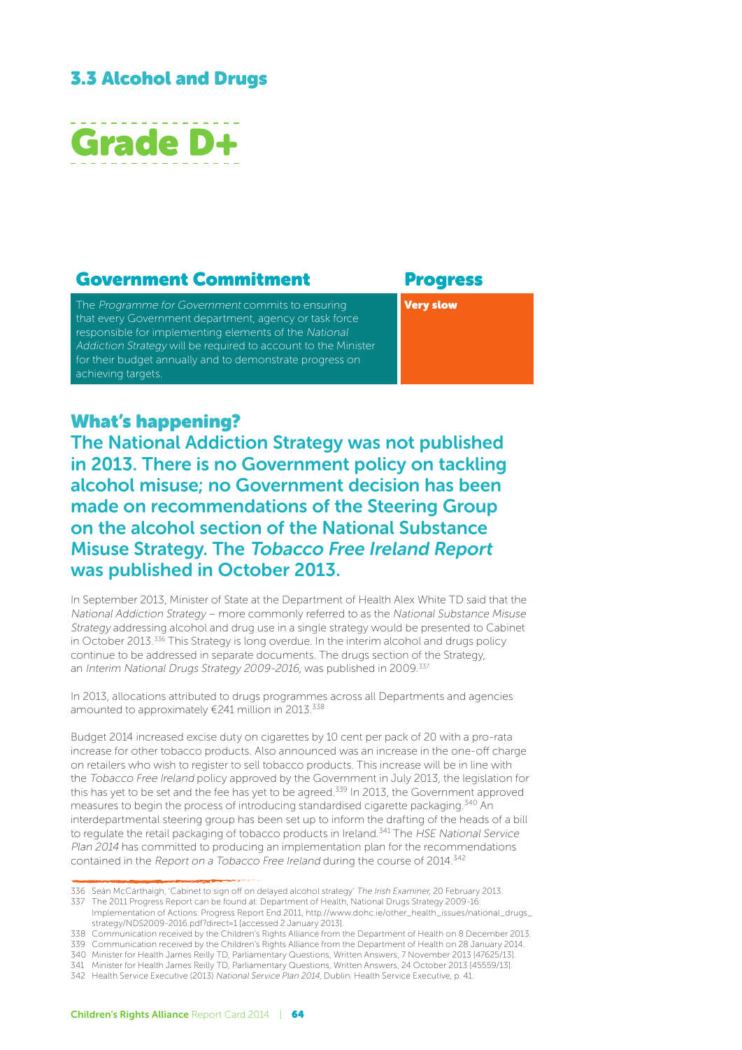## 3.3 Alcohol and Drugs

# Grade D+

| Government Commitment | Progress |
| --- | --- |
| The *Programme for Government* commits to ensuring that every Government department, agency or task force responsible for implementing elements of the *National Addiction Strategy* will be required to account to the Minister for their budget annually and to demonstrate progress on achieving targets. | **Very slow** |

## What's happening?

### The National Addiction Strategy was not published in 2013. There is no Government policy on tackling alcohol misuse; no Government decision has been made on recommendations of the Steering Group on the alcohol section of the National Substance Misuse Strategy. The *Tobacco Free Ireland Report* was published in October 2013.

In September 2013, Minister of State at the Department of Health Alex White TD said that the *National Addiction Strategy* – more commonly referred to as the *National Substance Misuse Strategy* addressing alcohol and drug use in a single strategy would be presented to Cabinet in October 2013.[336] This Strategy is long overdue. In the interim alcohol and drugs policy continue to be addressed in separate documents. The drugs section of the Strategy, an *Interim National Drugs Strategy 2009-2016*, was published in 2009.[337]

In 2013, allocations attributed to drugs programmes across all Departments and agencies amounted to approximately €241 million in 2013.[338]

Budget 2014 increased excise duty on cigarettes by 10 cent per pack of 20 with a pro-rata increase for other tobacco products. Also announced was an increase in the one-off charge on retailers who wish to register to sell tobacco products. This increase will be in line with the *Tobacco Free Ireland* policy approved by the Government in July 2013, the legislation for this has yet to be set and the fee has yet to be agreed.[339] In 2013, the Government approved measures to begin the process of introducing standardised cigarette packaging.[340] An interdepartmental steering group has been set up to inform the drafting of the heads of a bill to regulate the retail packaging of tobacco products in Ireland.[341] The *HSE National Service Plan 2014* has committed to producing an implementation plan for the recommendations contained in the *Report on a Tobacco Free Ireland* during the course of 2014.[342]

---

336 Seán McCárthaigh, 'Cabinet to sign off on delayed alcohol strategy' *The Irish Examiner*, 20 February 2013.
337 The 2011 Progress Report can be found at: Department of Health, National Drugs Strategy 2009-16: Implementation of Actions: Progress Report End 2011, http://www.dohc.ie/other_health_issues/national_drugs_strategy/NDS2009-2016.pdf?direct=1 [accessed 2 January 2013].
338 Communication received by the Children's Rights Alliance from the Department of Health on 8 December 2013.
339 Communication received by the Children's Rights Alliance from the Department of Health on 28 January 2014.
340 Minister for Health James Reilly TD, Parliamentary Questions, Written Answers, 7 November 2013 [47625/13].
341 Minister for Health James Reilly TD, Parliamentary Questions, Written Answers, 24 October 2013 [45559/13].
342 Health Service Executive (2013) *National Service Plan 2014*, Dublin: Health Service Executive, p. 41.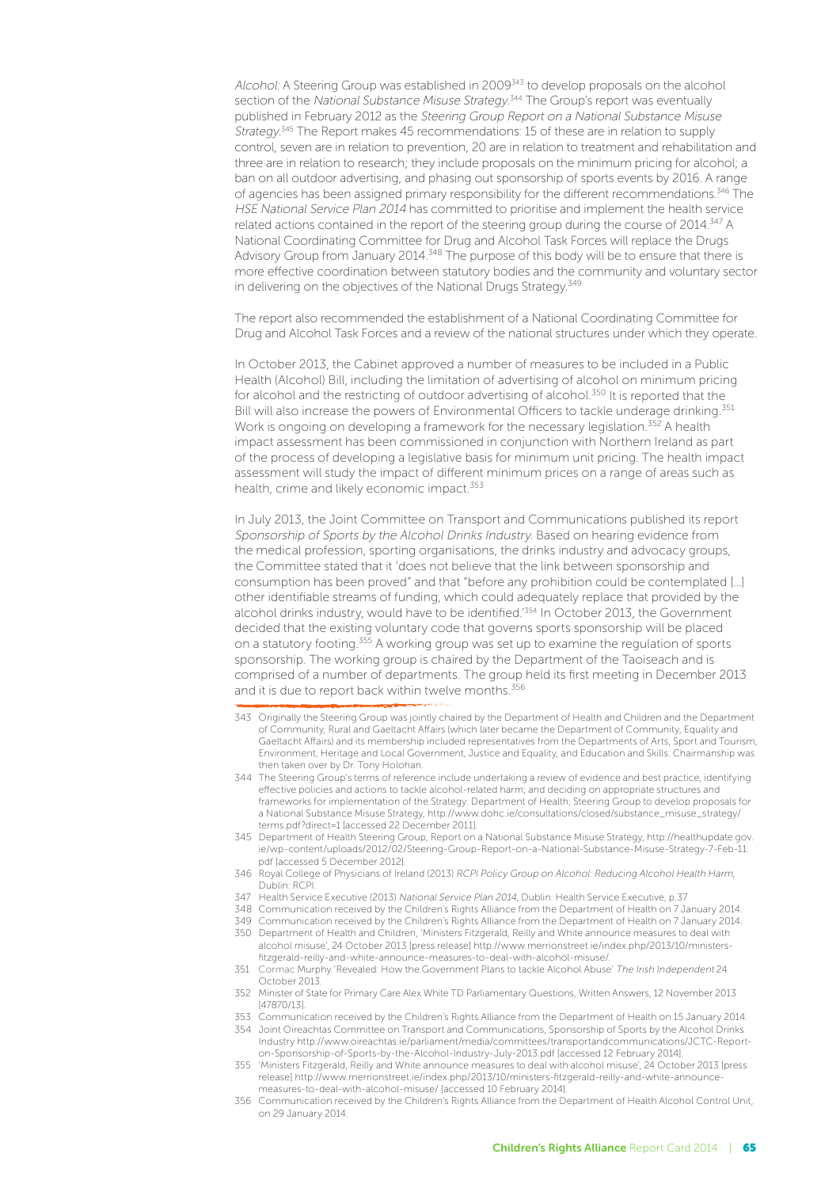*Alcohol:* A Steering Group was established in 2009[343] to develop proposals on the alcohol section of the *National Substance Misuse Strategy*.[344] The Group's report was eventually published in February 2012 as the *Steering Group Report on a National Substance Misuse Strategy*.[345] The Report makes 45 recommendations: 15 of these are in relation to supply control, seven are in relation to prevention, 20 are in relation to treatment and rehabilitation and three are in relation to research; they include proposals on the minimum pricing for alcohol; a ban on all outdoor advertising, and phasing out sponsorship of sports events by 2016. A range of agencies has been assigned primary responsibility for the different recommendations.[346] The *HSE National Service Plan 2014* has committed to prioritise and implement the health service related actions contained in the report of the steering group during the course of 2014.[347] A National Coordinating Committee for Drug and Alcohol Task Forces will replace the Drugs Advisory Group from January 2014.[348] The purpose of this body will be to ensure that there is more effective coordination between statutory bodies and the community and voluntary sector in delivering on the objectives of the National Drugs Strategy.[349]

The report also recommended the establishment of a National Coordinating Committee for Drug and Alcohol Task Forces and a review of the national structures under which they operate.

In October 2013, the Cabinet approved a number of measures to be included in a Public Health (Alcohol) Bill, including the limitation of advertising of alcohol on minimum pricing for alcohol and the restricting of outdoor advertising of alcohol.[350] It is reported that the Bill will also increase the powers of Environmental Officers to tackle underage drinking.[351] Work is ongoing on developing a framework for the necessary legislation.[352] A health impact assessment has been commissioned in conjunction with Northern Ireland as part of the process of developing a legislative basis for minimum unit pricing. The health impact assessment will study the impact of different minimum prices on a range of areas such as health, crime and likely economic impact.[353]

In July 2013, the Joint Committee on Transport and Communications published its report *Sponsorship of Sports by the Alcohol Drinks Industry*. Based on hearing evidence from the medical profession, sporting organisations, the drinks industry and advocacy groups, the Committee stated that it 'does not believe that the link between sponsorship and consumption has been proved" and that "before any prohibition could be contemplated [...] other identifiable streams of funding, which could adequately replace that provided by the alcohol drinks industry, would have to be identified.'[354] In October 2013, the Government decided that the existing voluntary code that governs sports sponsorship will be placed on a statutory footing.[355] A working group was set up to examine the regulation of sports sponsorship. The working group is chaired by the Department of the Taoiseach and is comprised of a number of departments. The group held its first meeting in December 2013 and it is due to report back within twelve months.[356]

---

343 Originally the Steering Group was jointly chaired by the Department of Health and Children and the Department of Community, Rural and Gaeltacht Affairs (which later became the Department of Community, Equality and Gaeltacht Affairs) and its membership included representatives from the Departments of Arts, Sport and Tourism, Environment, Heritage and Local Government, Justice and Equality, and Education and Skills. Chairmanship was then taken over by Dr. Tony Holohan.

344 The Steering Group's terms of reference include undertaking a review of evidence and best practice, identifying effective policies and actions to tackle alcohol-related harm; and deciding on appropriate structures and frameworks for implementation of the Strategy. Department of Health, Steering Group to develop proposals for a National Substance Misuse Strategy, http://www.dohc.ie/consultations/closed/substance_misuse_strategy/terms.pdf?direct=1 [accessed 22 December 2011].

345 Department of Health Steering Group, Report on a National Substance Misuse Strategy, http://healthupdate.gov.ie/wp-content/uploads/2012/02/Steering-Group-Report-on-a-National-Substance-Misuse-Strategy-7-Feb-11.pdf [accessed 5 December 2012].

346 Royal College of Physicians of Ireland (2013) *RCPI Policy Group on Alcohol: Reducing Alcohol Health Harm*, Dublin: RCPI.

347 Health Service Executive (2013) *National Service Plan 2014*, Dublin: Health Service Executive, p.37

348 Communication received by the Children's Rights Alliance from the Department of Health on 7 January 2014.

349 Communication received by the Children's Rights Alliance from the Department of Health on 7 January 2014.

350 Department of Health and Children, 'Ministers Fitzgerald, Reilly and White announce measures to deal with alcohol misuse', 24 October 2013 [press release] http://www.merrionstreet.ie/index.php/2013/10/ministers-fitzgerald-reilly-and-white-announce-measures-to-deal-with-alcohol-misuse/.

351 Cormac Murphy 'Revealed: How the Government Plans to tackle Alcohol Abuse' *The Irish Independent* 24 October 2013.

352 Minister of State for Primary Care Alex White TD Parliamentary Questions, Written Answers, 12 November 2013 [47870/13].

353 Communication received by the Children's Rights Alliance from the Department of Health on 15 January 2014.

354 Joint Oireachtas Committee on Transport and Communications, Sponsorship of Sports by the Alcohol Drinks Industry http://www.oireachtas.ie/parliament/media/committees/transportandcommunications/JCTC-Report-on-Sponsorship-of-Sports-by-the-Alcohol-Industry-July-2013.pdf [accessed 12 February 2014].

355 'Ministers Fitzgerald, Reilly and White announce measures to deal with alcohol misuse', 24 October 2013 [press release] http://www.merrionstreet.ie/index.php/2013/10/ministers-fitzgerald-reilly-and-white-announce-measures-to-deal-with-alcohol-misuse/ [accessed 10 February 2014].

356 Communication received by the Children's Rights Alliance from the Department of Health Alcohol Control Unit, on 29 January 2014.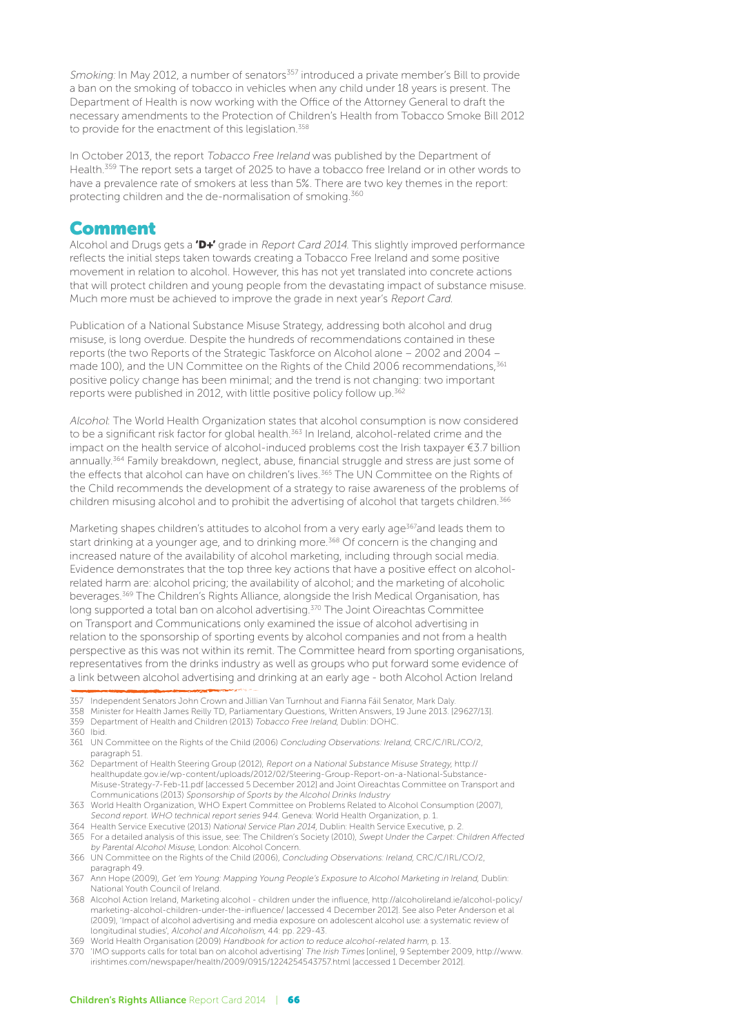*Smoking:* In May 2012, a number of senators[357] introduced a private member's Bill to provide a ban on the smoking of tobacco in vehicles when any child under 18 years is present. The Department of Health is now working with the Office of the Attorney General to draft the necessary amendments to the Protection of Children's Health from Tobacco Smoke Bill 2012 to provide for the enactment of this legislation.[358]

In October 2013, the report *Tobacco Free Ireland* was published by the Department of Health.[359] The report sets a target of 2025 to have a tobacco free Ireland or in other words to have a prevalence rate of smokers at less than 5%. There are two key themes in the report: protecting children and the de-normalisation of smoking.[360]

## Comment

Alcohol and Drugs gets a **'D+'** grade in *Report Card 2014*. This slightly improved performance reflects the initial steps taken towards creating a Tobacco Free Ireland and some positive movement in relation to alcohol. However, this has not yet translated into concrete actions that will protect children and young people from the devastating impact of substance misuse. Much more must be achieved to improve the grade in next year's *Report Card*.

Publication of a National Substance Misuse Strategy, addressing both alcohol and drug misuse, is long overdue. Despite the hundreds of recommendations contained in these reports (the two Reports of the Strategic Taskforce on Alcohol alone – 2002 and 2004 – made 100), and the UN Committee on the Rights of the Child 2006 recommendations,[361] positive policy change has been minimal; and the trend is not changing: two important reports were published in 2012, with little positive policy follow up.[362]

*Alcohol*: The World Health Organization states that alcohol consumption is now considered to be a significant risk factor for global health.[363] In Ireland, alcohol-related crime and the impact on the health service of alcohol-induced problems cost the Irish taxpayer €3.7 billion annually.[364] Family breakdown, neglect, abuse, financial struggle and stress are just some of the effects that alcohol can have on children's lives.[365] The UN Committee on the Rights of the Child recommends the development of a strategy to raise awareness of the problems of children misusing alcohol and to prohibit the advertising of alcohol that targets children.[366]

Marketing shapes children's attitudes to alcohol from a very early age[367] and leads them to start drinking at a younger age, and to drinking more.[368] Of concern is the changing and increased nature of the availability of alcohol marketing, including through social media. Evidence demonstrates that the top three key actions that have a positive effect on alcohol-related harm are: alcohol pricing; the availability of alcohol; and the marketing of alcoholic beverages.[369] The Children's Rights Alliance, alongside the Irish Medical Organisation, has long supported a total ban on alcohol advertising.[370] The Joint Oireachtas Committee on Transport and Communications only examined the issue of alcohol advertising in relation to the sponsorship of sporting events by alcohol companies and not from a health perspective as this was not within its remit. The Committee heard from sporting organisations, representatives from the drinks industry as well as groups who put forward some evidence of a link between alcohol advertising and drinking at an early age - both Alcohol Action Ireland

---

357 Independent Senators John Crown and Jillian Van Turnhout and Fianna Fáil Senator, Mark Daly.

358 Minister for Health James Reilly TD, Parliamentary Questions, Written Answers, 19 June 2013. [29627/13].

359 Department of Health and Children (2013) *Tobacco Free Ireland*, Dublin: DOHC.

360 Ibid.

361 UN Committee on the Rights of the Child (2006) *Concluding Observations: Ireland*, CRC/C/IRL/CO/2, paragraph 51.

362 Department of Health Steering Group (2012), *Report on a National Substance Misuse Strategy*, http://healthupdate.gov.ie/wp-content/uploads/2012/02/Steering-Group-Report-on-a-National-Substance-Misuse-Strategy-7-Feb-11.pdf [accessed 5 December 2012] and Joint Oireachtas Committee on Transport and Communications (2013) *Sponsorship of Sports by the Alcohol Drinks Industry*

363 World Health Organization, WHO Expert Committee on Problems Related to Alcohol Consumption (2007), *Second report. WHO technical report series 944*. Geneva: World Health Organization, p. 1.

364 Health Service Executive (2013) *National Service Plan 2014*, Dublin: Health Service Executive, p. 2.

365 For a detailed analysis of this issue, see: The Children's Society (2010), *Swept Under the Carpet: Children Affected by Parental Alcohol Misuse*, London: Alcohol Concern.

366 UN Committee on the Rights of the Child (2006), *Concluding Observations: Ireland*, CRC/C/IRL/CO/2, paragraph 49.

367 Ann Hope (2009), *Get 'em Young: Mapping Young People's Exposure to Alcohol Marketing in Ireland*, Dublin: National Youth Council of Ireland.

368 Alcohol Action Ireland, Marketing alcohol - children under the influence, http://alcoholireland.ie/alcohol-policy/marketing-alcohol-children-under-the-influence/ [accessed 4 December 2012]. See also Peter Anderson et al (2009), 'Impact of alcohol advertising and media exposure on adolescent alcohol use: a systematic review of longitudinal studies', *Alcohol and Alcoholism*, 44: pp. 229-43.

369 World Health Organisation (2009) *Handbook for action to reduce alcohol-related harm*, p. 13.

370 'IMO supports calls for total ban on alcohol advertising' *The Irish Times* [online], 9 September 2009, http://www.irishtimes.com/newspaper/health/2009/0915/1224254543757.html [accessed 1 December 2012].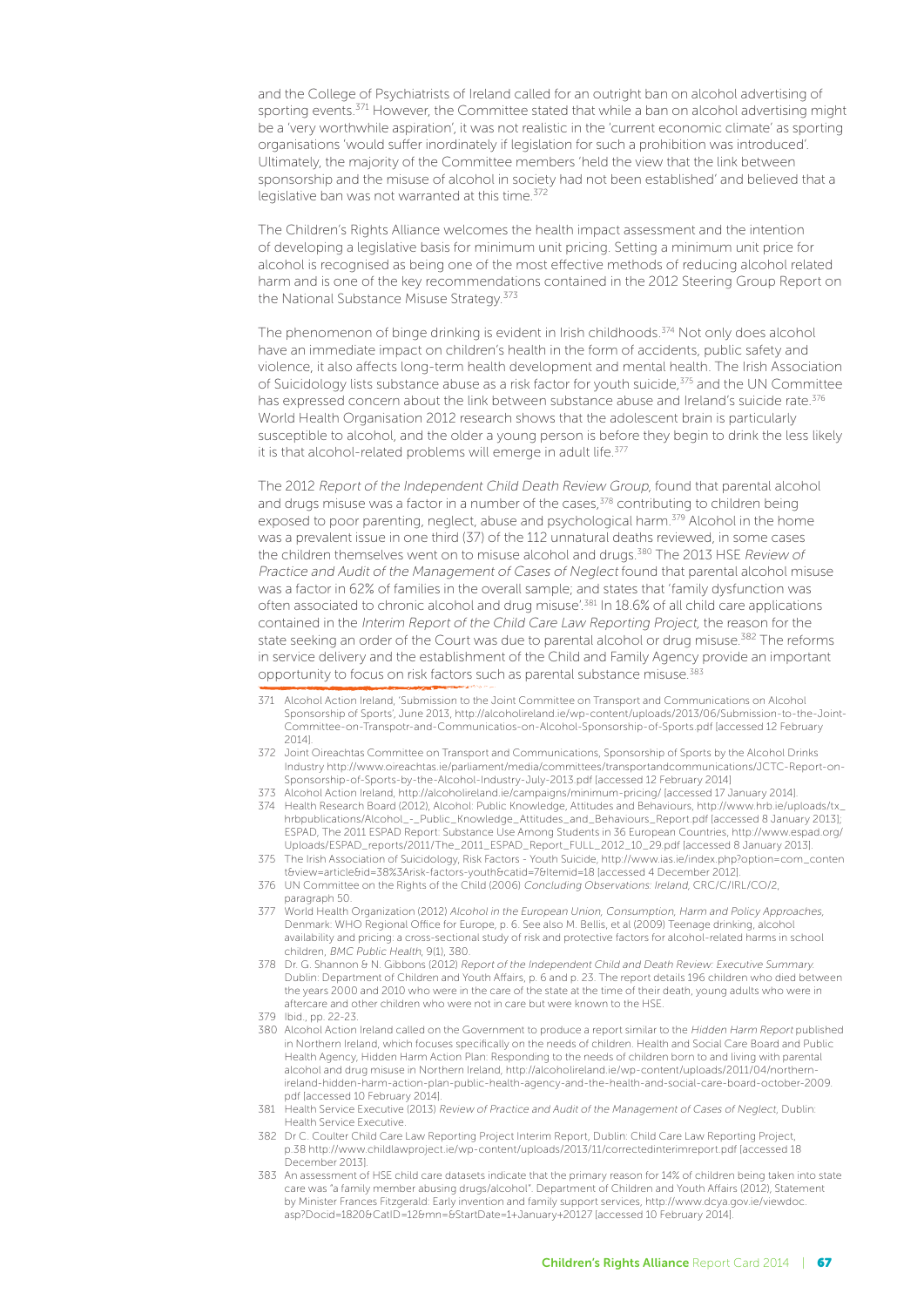and the College of Psychiatrists of Ireland called for an outright ban on alcohol advertising of sporting events.[371] However, the Committee stated that while a ban on alcohol advertising might be a 'very worthwhile aspiration', it was not realistic in the 'current economic climate' as sporting organisations 'would suffer inordinately if legislation for such a prohibition was introduced'. Ultimately, the majority of the Committee members 'held the view that the link between sponsorship and the misuse of alcohol in society had not been established' and believed that a legislative ban was not warranted at this time.[372]

The Children's Rights Alliance welcomes the health impact assessment and the intention of developing a legislative basis for minimum unit pricing. Setting a minimum unit price for alcohol is recognised as being one of the most effective methods of reducing alcohol related harm and is one of the key recommendations contained in the 2012 Steering Group Report on the National Substance Misuse Strategy.[373]

The phenomenon of binge drinking is evident in Irish childhoods.[374] Not only does alcohol have an immediate impact on children's health in the form of accidents, public safety and violence, it also affects long-term health development and mental health. The Irish Association of Suicidology lists substance abuse as a risk factor for youth suicide,[375] and the UN Committee has expressed concern about the link between substance abuse and Ireland's suicide rate.[376] World Health Organisation 2012 research shows that the adolescent brain is particularly susceptible to alcohol, and the older a young person is before they begin to drink the less likely it is that alcohol-related problems will emerge in adult life.[377]

The 2012 *Report of the Independent Child Death Review Group,* found that parental alcohol and drugs misuse was a factor in a number of the cases,[378] contributing to children being exposed to poor parenting, neglect, abuse and psychological harm.[379] Alcohol in the home was a prevalent issue in one third (37) of the 112 unnatural deaths reviewed, in some cases the children themselves went on to misuse alcohol and drugs.[380] The 2013 HSE *Review of Practice and Audit of the Management of Cases of Neglect* found that parental alcohol misuse was a factor in 62% of families in the overall sample; and states that 'family dysfunction was often associated to chronic alcohol and drug misuse'.[381] In 18.6% of all child care applications contained in the *Interim Report of the Child Care Law Reporting Project,* the reason for the state seeking an order of the Court was due to parental alcohol or drug misuse.[382] The reforms in service delivery and the establishment of the Child and Family Agency provide an important opportunity to focus on risk factors such as parental substance misuse.[383]

---

371 Alcohol Action Ireland, 'Submission to the Joint Committee on Transport and Communications on Alcohol Sponsorship of Sports', June 2013, http://alcoholireland.ie/wp-content/uploads/2013/06/Submission-to-the-Joint-Committee-on-Transpotr-and-Communicatios-on-Alcohol-Sponsorship-of-Sports.pdf [accessed 12 February 2014].

372 Joint Oireachtas Committee on Transport and Communications, Sponsorship of Sports by the Alcohol Drinks Industry http://www.oireachtas.ie/parliament/media/committees/transportandcommunications/JCTC-Report-on-Sponsorship-of-Sports-by-the-Alcohol-Industry-July-2013.pdf [accessed 12 February 2014]

373 Alcohol Action Ireland, http://alcoholireland.ie/campaigns/minimum-pricing/ [accessed 17 January 2014].

374 Health Research Board (2012), Alcohol: Public Knowledge, Attitudes and Behaviours, http://www.hrb.ie/uploads/tx_hrbpublications/Alcohol_-_Public_Knowledge_Attitudes_and_Behaviours_Report.pdf [accessed 8 January 2013]; ESPAD, The 2011 ESPAD Report: Substance Use Among Students in 36 European Countries, http://www.espad.org/Uploads/ESPAD_reports/2011/The_2011_ESPAD_Report_FULL_2012_10_29.pdf [accessed 8 January 2013].

375 The Irish Association of Suicidology, Risk Factors - Youth Suicide, http://www.ias.ie/index.php?option=com_content&view=article&id=38%3Arisk-factors-youth&catid=7&Itemid=18 [accessed 4 December 2012].

376 UN Committee on the Rights of the Child (2006) *Concluding Observations: Ireland,* CRC/C/IRL/CO/2, paragraph 50.

377 World Health Organization (2012) *Alcohol in the European Union, Consumption, Harm and Policy Approaches,* Denmark: WHO Regional Office for Europe, p. 6. See also M. Bellis, et al (2009) Teenage drinking, alcohol availability and pricing: a cross-sectional study of risk and protective factors for alcohol-related harms in school children, *BMC Public Health,* 9(1), 380.

378 Dr. G. Shannon & N. Gibbons (2012) *Report of the Independent Child and Death Review: Executive Summary.* Dublin: Department of Children and Youth Affairs, p. 6 and p. 23. The report details 196 children who died between the years 2000 and 2010 who were in the care of the state at the time of their death, young adults who were in aftercare and other children who were not in care but were known to the HSE.

379 Ibid., pp. 22-23.

380 Alcohol Action Ireland called on the Government to produce a report similar to the *Hidden Harm Report* published in Northern Ireland, which focuses specifically on the needs of children. Health and Social Care Board and Public Health Agency, Hidden Harm Action Plan: Responding to the needs of children born to and living with parental alcohol and drug misuse in Northern Ireland, http://alcoholireland.ie/wp-content/uploads/2011/04/northern-ireland-hidden-harm-action-plan-public-health-agency-and-the-health-and-social-care-board-october-2009.pdf [accessed 10 February 2014].

381 Health Service Executive (2013) *Review of Practice and Audit of the Management of Cases of Neglect,* Dublin: Health Service Executive.

382 Dr C. Coulter Child Care Law Reporting Project Interim Report, Dublin: Child Care Law Reporting Project, p.38 http://www.childlawproject.ie/wp-content/uploads/2013/11/correctedinterimreport.pdf [accessed 18 December 2013].

383 An assessment of HSE child care datasets indicate that the primary reason for 14% of children being taken into state care was "a family member abusing drugs/alcohol". Department of Children and Youth Affairs (2012), Statement by Minister Frances Fitzgerald: Early invention and family support services, http://www.dcya.gov.ie/viewdoc.asp?Docid=1820&CatID=12&mn=&StartDate=1+January+20127 [accessed 10 February 2014].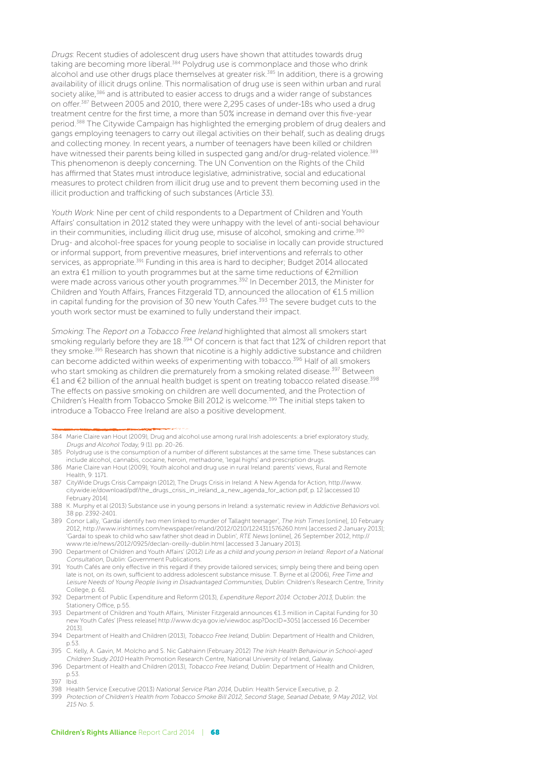*Drugs*: Recent studies of adolescent drug users have shown that attitudes towards drug taking are becoming more liberal.[384] Polydrug use is commonplace and those who drink alcohol and use other drugs place themselves at greater risk.[385] In addition, there is a growing availability of illicit drugs online. This normalisation of drug use is seen within urban and rural society alike,[386] and is attributed to easier access to drugs and a wider range of substances on offer.[387] Between 2005 and 2010, there were 2,295 cases of under-18s who used a drug treatment centre for the first time, a more than 50% increase in demand over this five-year period.[388] The Citywide Campaign has highlighted the emerging problem of drug dealers and gangs employing teenagers to carry out illegal activities on their behalf, such as dealing drugs and collecting money. In recent years, a number of teenagers have been killed or children have witnessed their parents being killed in suspected gang and/or drug-related violence.[389] This phenomenon is deeply concerning. The UN Convention on the Rights of the Child has affirmed that States must introduce legislative, administrative, social and educational measures to protect children from illicit drug use and to prevent them becoming used in the illicit production and trafficking of such substances (Article 33).

*Youth Work*: Nine per cent of child respondents to a Department of Children and Youth Affairs' consultation in 2012 stated they were unhappy with the level of anti-social behaviour in their communities, including illicit drug use, misuse of alcohol, smoking and crime.[390] Drug- and alcohol-free spaces for young people to socialise in locally can provide structured or informal support, from preventive measures, brief interventions and referrals to other services, as appropriate.[391] Funding in this area is hard to decipher; Budget 2014 allocated an extra €1 million to youth programmes but at the same time reductions of €2million were made across various other youth programmes.[392] In December 2013, the Minister for Children and Youth Affairs, Frances Fitzgerald TD, announced the allocation of €1.5 million in capital funding for the provision of 30 new Youth Cafes.[393] The severe budget cuts to the youth work sector must be examined to fully understand their impact.

*Smoking*: The *Report on a Tobacco Free Ireland* highlighted that almost all smokers start smoking regularly before they are 18.[394] Of concern is that fact that 12% of children report that they smoke.[395] Research has shown that nicotine is a highly addictive substance and children can become addicted within weeks of experimenting with tobacco.[396] Half of all smokers who start smoking as children die prematurely from a smoking related disease.[397] Between €1 and €2 billion of the annual health budget is spent on treating tobacco related disease.[398] The effects on passive smoking on children are well documented, and the Protection of Children's Health from Tobacco Smoke Bill 2012 is welcome.[399] The initial steps taken to introduce a Tobacco Free Ireland are also a positive development.

---

384 Marie Claire van Hout (2009), Drug and alcohol use among rural Irish adolescents: a brief exploratory study, *Drugs and Alcohol Today*, 9 (1). pp. 20-26.

385 Polydrug use is the consumption of a number of different substances at the same time. These substances can include alcohol, cannabis, cocaine, heroin, methadone, 'legal highs' and prescription drugs.

386 Marie Claire van Hout (2009), Youth alcohol and drug use in rural Ireland: parents' views, Rural and Remote Health, 9: 1171.

387 CityWide Drugs Crisis Campaign (2012), The Drugs Crisis in Ireland: A New Agenda for Action, http://www.citywide.ie/download/pdf/the_drugs_crisis_in_ireland_a_new_agenda_for_action.pdf, p. 12 [accessed 10 February 2014].

388 K. Murphy et al (2013) Substance use in young persons in Ireland: a systematic review in *Addictive Behaviors* vol. 38 pp. 2392-2401.

389 Conor Lally, 'Gardaí identify two men linked to murder of Tallaght teenager', *The Irish Times* [online], 10 February 2012, http://www.irishtimes.com/newspaper/ireland/2012/0210/1224311576260.html [accessed 2 January 2013]; 'Gardaí to speak to child who saw father shot dead in Dublin', *RTE News* [online], 26 September 2012, http://www.rte.ie/news/2012/0925/declan-oreilly-dublin.html [accessed 3 January 2013].

390 Department of Children and Youth Affairs' (2012) *Life as a child and young person in Ireland: Report of a National Consultation*, Dublin: Government Publications.

391 Youth Cafés are only effective in this regard if they provide tailored services; simply being there and being open late is not, on its own, sufficient to address adolescent substance misuse. T. Byrne et al (2006), *Free Time and Leisure Needs of Young People living in Disadvantaged Communities*, Dublin: Children's Research Centre, Trinity College, p. 61.

392 Department of Public Expenditure and Reform (2013), *Expenditure Report 2014: October 2013*, Dublin: the Stationery Office, p.55.

393 Department of Children and Youth Affairs, 'Minister Fitzgerald announces €1.3 million in Capital Funding for 30 new Youth Cafés' [Press release] http://www.dcya.gov.ie/viewdoc.asp?DocID=3051 [accessed 16 December 2013].

394 Department of Health and Children (2013), *Tobacco Free Ireland*, Dublin: Department of Health and Children, p.53.

395 C. Kelly, A. Gavin, M. Molcho and S. Nic Gabhainn (February 2012) *The Irish Health Behaviour in School-aged Children Study 2010* Health Promotion Research Centre, National University of Ireland, Galway.

396 Department of Health and Children (2013), *Tobacco Free Ireland*, Dublin: Department of Health and Children, p.53.

397 Ibid.

398 Health Service Executive (2013) *National Service Plan 2014*, Dublin: Health Service Executive, p. 2.

399 *Protection of Children's Health from Tobacco Smoke Bill 2012, Second Stage, Seanad Debate, 9 May 2012, Vol. 215 No. 5.*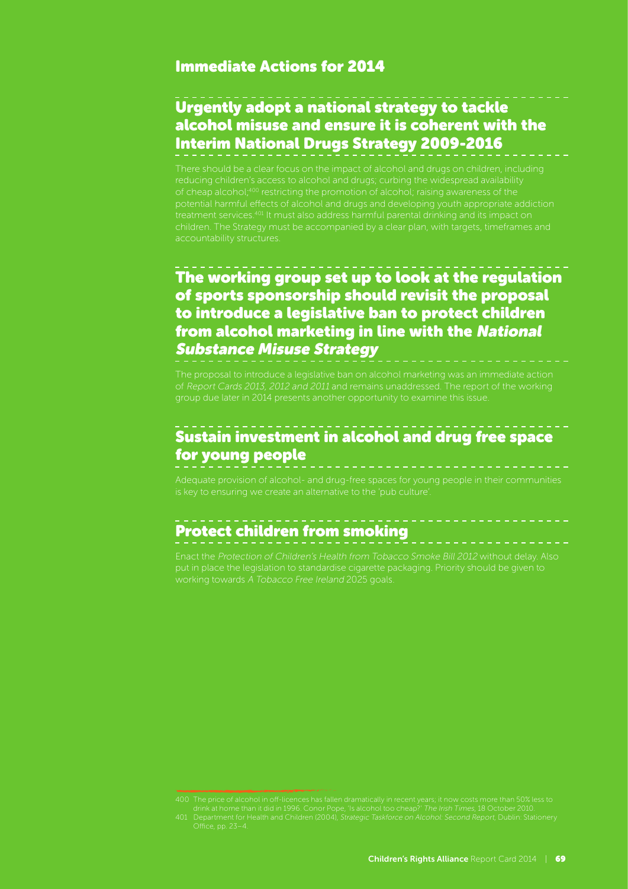## Immediate Actions for 2014

### Urgently adopt a national strategy to tackle alcohol misuse and ensure it is coherent with the Interim National Drugs Strategy 2009-2016

There should be a clear focus on the impact of alcohol and drugs on children, including reducing children's access to alcohol and drugs; curbing the widespread availability of cheap alcohol;[400] restricting the promotion of alcohol; raising awareness of the potential harmful effects of alcohol and drugs and developing youth appropriate addiction treatment services.[401] It must also address harmful parental drinking and its impact on children. The Strategy must be accompanied by a clear plan, with targets, timeframes and accountability structures.

### The working group set up to look at the regulation of sports sponsorship should revisit the proposal to introduce a legislative ban to protect children from alcohol marketing in line with the *National Substance Misuse Strategy*

The proposal to introduce a legislative ban on alcohol marketing was an immediate action of *Report Cards 2013, 2012 and 2011* and remains unaddressed. The report of the working group due later in 2014 presents another opportunity to examine this issue.

### Sustain investment in alcohol and drug free space for young people

Adequate provision of alcohol- and drug-free spaces for young people in their communities is key to ensuring we create an alternative to the 'pub culture'.

### Protect children from smoking

Enact the *Protection of Children's Health from Tobacco Smoke Bill 2012* without delay. Also put in place the legislation to standardise cigarette packaging. Priority should be given to working towards *A Tobacco Free Ireland* 2025 goals.

---

400 The price of alcohol in off-licences has fallen dramatically in recent years; it now costs more than 50% less to drink at home than it did in 1996. Conor Pope, 'Is alcohol too cheap?' *The Irish Times*, 18 October 2010.

401 Department for Health and Children (2004), *Strategic Taskforce on Alcohol: Second Report*, Dublin: Stationery Office, pp. 23–4.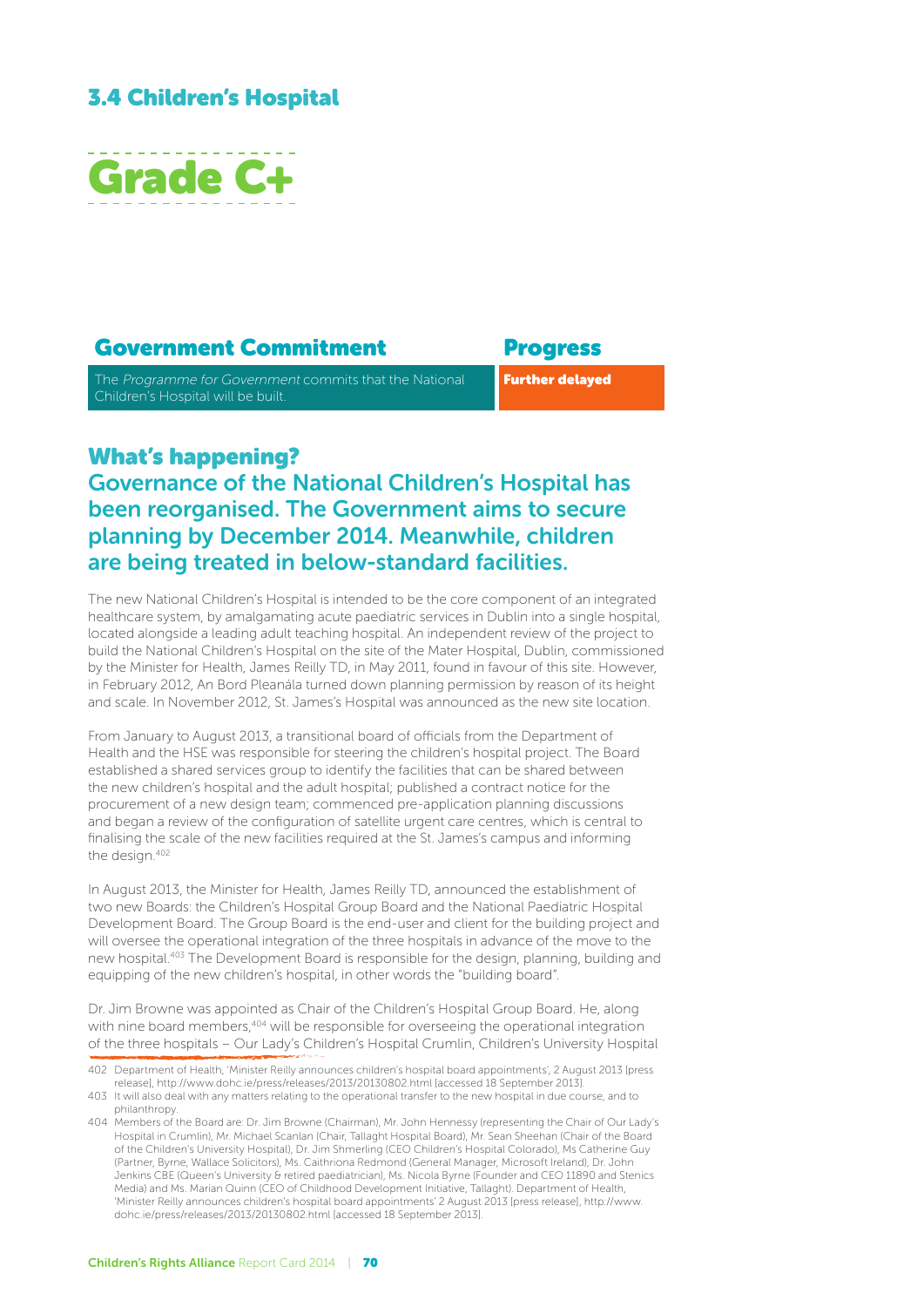## 3.4 Children's Hospital

# Grade C+

| Government Commitment | Progress |
| --- | --- |
| The *Programme for Government* commits that the National Children's Hospital will be built. | **Further delayed** |

## What's happening?

### Governance of the National Children's Hospital has been reorganised. The Government aims to secure planning by December 2014. Meanwhile, children are being treated in below-standard facilities.

The new National Children's Hospital is intended to be the core component of an integrated healthcare system, by amalgamating acute paediatric services in Dublin into a single hospital, located alongside a leading adult teaching hospital. An independent review of the project to build the National Children's Hospital on the site of the Mater Hospital, Dublin, commissioned by the Minister for Health, James Reilly TD, in May 2011, found in favour of this site. However, in February 2012, An Bord Pleanála turned down planning permission by reason of its height and scale. In November 2012, St. James's Hospital was announced as the new site location.

From January to August 2013, a transitional board of officials from the Department of Health and the HSE was responsible for steering the children's hospital project. The Board established a shared services group to identify the facilities that can be shared between the new children's hospital and the adult hospital; published a contract notice for the procurement of a new design team; commenced pre-application planning discussions and began a review of the configuration of satellite urgent care centres, which is central to finalising the scale of the new facilities required at the St. James's campus and informing the design.[402]

In August 2013, the Minister for Health, James Reilly TD, announced the establishment of two new Boards: the Children's Hospital Group Board and the National Paediatric Hospital Development Board. The Group Board is the end-user and client for the building project and will oversee the operational integration of the three hospitals in advance of the move to the new hospital.[403] The Development Board is responsible for the design, planning, building and equipping of the new children's hospital, in other words the "building board".

Dr. Jim Browne was appointed as Chair of the Children's Hospital Group Board. He, along with nine board members,[404] will be responsible for overseeing the operational integration of the three hospitals – Our Lady's Children's Hospital Crumlin, Children's University Hospital

402 Department of Health, 'Minister Reilly announces children's hospital board appointments', 2 August 2013 [press release], http://www.dohc.ie/press/releases/2013/20130802.html [accessed 18 September 2013].

403 It will also deal with any matters relating to the operational transfer to the new hospital in due course, and to philanthropy.

404 Members of the Board are: Dr. Jim Browne (Chairman), Mr. John Hennessy (representing the Chair of Our Lady's Hospital in Crumlin), Mr. Michael Scanlan (Chair, Tallaght Hospital Board), Mr. Sean Sheehan (Chair of the Board of the Children's University Hospital), Dr. Jim Shmerling (CEO Children's Hospital Colorado), Ms Catherine Guy (Partner, Byrne, Wallace Solicitors), Ms. Caithriona Redmond (General Manager, Microsoft Ireland), Dr. John Jenkins CBE (Queen's University & retired paediatrician), Ms. Nicola Byrne (Founder and CEO 11890 and Stenics Media) and Ms. Marian Quinn (CEO of Childhood Development Initiative, Tallaght). Department of Health, 'Minister Reilly announces children's hospital board appointments' 2 August 2013 [press release], http://www.dohc.ie/press/releases/2013/20130802.html [accessed 18 September 2013].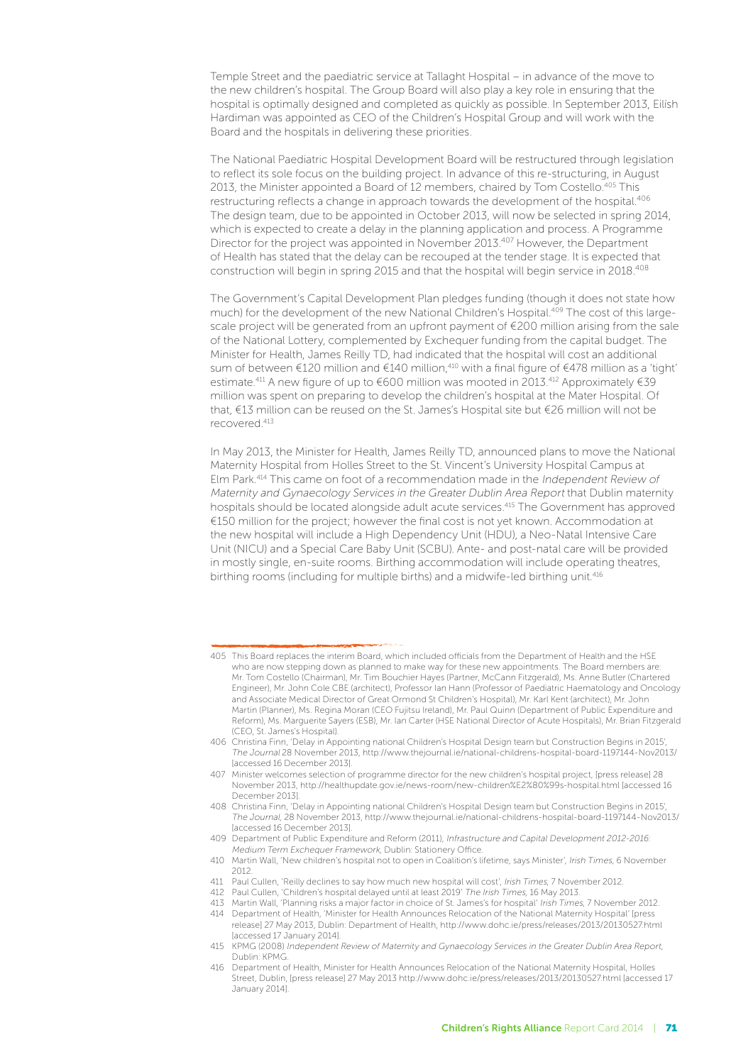Temple Street and the paediatric service at Tallaght Hospital – in advance of the move to the new children's hospital. The Group Board will also play a key role in ensuring that the hospital is optimally designed and completed as quickly as possible. In September 2013, Eilísh Hardiman was appointed as CEO of the Children's Hospital Group and will work with the Board and the hospitals in delivering these priorities.

The National Paediatric Hospital Development Board will be restructured through legislation to reflect its sole focus on the building project. In advance of this re-structuring, in August 2013, the Minister appointed a Board of 12 members, chaired by Tom Costello.[405] This restructuring reflects a change in approach towards the development of the hospital.[406] The design team, due to be appointed in October 2013, will now be selected in spring 2014, which is expected to create a delay in the planning application and process. A Programme Director for the project was appointed in November 2013.[407] However, the Department of Health has stated that the delay can be recouped at the tender stage. It is expected that construction will begin in spring 2015 and that the hospital will begin service in 2018.[408]

The Government's Capital Development Plan pledges funding (though it does not state how much) for the development of the new National Children's Hospital.[409] The cost of this large-scale project will be generated from an upfront payment of €200 million arising from the sale of the National Lottery, complemented by Exchequer funding from the capital budget. The Minister for Health, James Reilly TD, had indicated that the hospital will cost an additional sum of between €120 million and €140 million,[410] with a final figure of €478 million as a 'tight' estimate.[411] A new figure of up to €600 million was mooted in 2013.[412] Approximately €39 million was spent on preparing to develop the children's hospital at the Mater Hospital. Of that, €13 million can be reused on the St. James's Hospital site but €26 million will not be recovered.[413]

In May 2013, the Minister for Health, James Reilly TD, announced plans to move the National Maternity Hospital from Holles Street to the St. Vincent's University Hospital Campus at Elm Park.[414] This came on foot of a recommendation made in the *Independent Review of Maternity and Gynaecology Services in the Greater Dublin Area Report* that Dublin maternity hospitals should be located alongside adult acute services.[415] The Government has approved €150 million for the project; however the final cost is not yet known. Accommodation at the new hospital will include a High Dependency Unit (HDU), a Neo-Natal Intensive Care Unit (NICU) and a Special Care Baby Unit (SCBU). Ante- and post-natal care will be provided in mostly single, en-suite rooms. Birthing accommodation will include operating theatres, birthing rooms (including for multiple births) and a midwife-led birthing unit.[416]

---

405 This Board replaces the interim Board, which included officials from the Department of Health and the HSE who are now stepping down as planned to make way for these new appointments. The Board members are: Mr. Tom Costello (Chairman), Mr. Tim Bouchier Hayes (Partner, McCann Fitzgerald), Ms. Anne Butler (Chartered Engineer), Mr. John Cole CBE (architect), Professor Ian Hann (Professor of Paediatric Haematology and Oncology and Associate Medical Director of Great Ormond St Children's Hospital), Mr. Karl Kent (architect), Mr. John Martin (Planner), Ms. Regina Moran (CEO Fujitsu Ireland), Mr. Paul Quinn (Department of Public Expenditure and Reform), Ms. Marguerite Sayers (ESB), Mr. Ian Carter (HSE National Director of Acute Hospitals), Mr. Brian Fitzgerald (CEO, St. James's Hospital).

406 Christina Finn, 'Delay in Appointing national Children's Hospital Design team but Construction Begins in 2015', *The Journal* 28 November 2013, http://www.thejournal.ie/national-childrens-hospital-board-1197144-Nov2013/ [accessed 16 December 2013].

407 Minister welcomes selection of programme director for the new children's hospital project, [press release] 28 November 2013, http://healthupdate.gov.ie/news-room/new-children%E2%80%99s-hospital.html [accessed 16 December 2013].

408 Christina Finn, 'Delay in Appointing national Children's Hospital Design team but Construction Begins in 2015', *The Journal*, 28 November 2013, http://www.thejournal.ie/national-childrens-hospital-board-1197144-Nov2013/ [accessed 16 December 2013].

409 Department of Public Expenditure and Reform (2011), *Infrastructure and Capital Development 2012-2016: Medium Term Exchequer Framework*, Dublin: Stationery Office.

410 Martin Wall, 'New children's hospital not to open in Coalition's lifetime, says Minister', *Irish Times*, 6 November 2012.

411 Paul Cullen, 'Reilly declines to say how much new hospital will cost', *Irish Times*, 7 November 2012.

412 Paul Cullen, 'Children's hospital delayed until at least 2019' *The Irish Times*, 16 May 2013.

413 Martin Wall, 'Planning risks a major factor in choice of St. James's for hospital' *Irish Times*, 7 November 2012.

414 Department of Health, 'Minister for Health Announces Relocation of the National Maternity Hospital' [press release] 27 May 2013, Dublin: Department of Health, http://www.dohc.ie/press/releases/2013/20130527.html [accessed 17 January 2014].

415 KPMG (2008) *Independent Review of Maternity and Gynaecology Services in the Greater Dublin Area Report*, Dublin: KPMG.

416 Department of Health, Minister for Health Announces Relocation of the National Maternity Hospital, Holles Street, Dublin, [press release] 27 May 2013 http://www.dohc.ie/press/releases/2013/20130527.html [accessed 17 January 2014].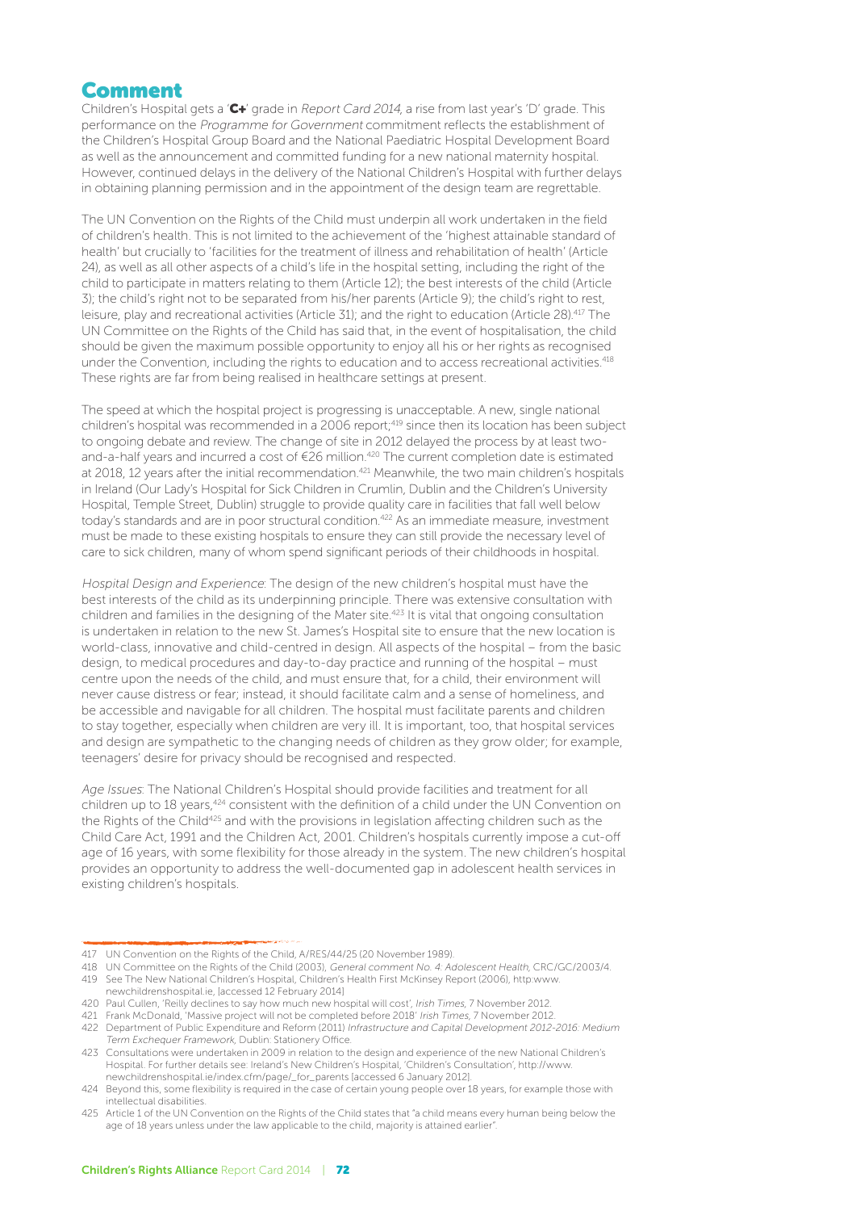## Comment

Children's Hospital gets a '**C+**' grade in *Report Card 2014*, a rise from last year's 'D' grade. This performance on the *Programme for Government* commitment reflects the establishment of the Children's Hospital Group Board and the National Paediatric Hospital Development Board as well as the announcement and committed funding for a new national maternity hospital. However, continued delays in the delivery of the National Children's Hospital with further delays in obtaining planning permission and in the appointment of the design team are regrettable.

The UN Convention on the Rights of the Child must underpin all work undertaken in the field of children's health. This is not limited to the achievement of the 'highest attainable standard of health' but crucially to 'facilities for the treatment of illness and rehabilitation of health' (Article 24), as well as all other aspects of a child's life in the hospital setting, including the right of the child to participate in matters relating to them (Article 12); the best interests of the child (Article 3); the child's right not to be separated from his/her parents (Article 9); the child's right to rest, leisure, play and recreational activities (Article 31); and the right to education (Article 28).[417] The UN Committee on the Rights of the Child has said that, in the event of hospitalisation, the child should be given the maximum possible opportunity to enjoy all his or her rights as recognised under the Convention, including the rights to education and to access recreational activities.[418] These rights are far from being realised in healthcare settings at present.

The speed at which the hospital project is progressing is unacceptable. A new, single national children's hospital was recommended in a 2006 report;[419] since then its location has been subject to ongoing debate and review. The change of site in 2012 delayed the process by at least two-and-a-half years and incurred a cost of €26 million.[420] The current completion date is estimated at 2018, 12 years after the initial recommendation.[421] Meanwhile, the two main children's hospitals in Ireland (Our Lady's Hospital for Sick Children in Crumlin, Dublin and the Children's University Hospital, Temple Street, Dublin) struggle to provide quality care in facilities that fall well below today's standards and are in poor structural condition.[422] As an immediate measure, investment must be made to these existing hospitals to ensure they can still provide the necessary level of care to sick children, many of whom spend significant periods of their childhoods in hospital.

*Hospital Design and Experience*: The design of the new children's hospital must have the best interests of the child as its underpinning principle. There was extensive consultation with children and families in the designing of the Mater site.[423] It is vital that ongoing consultation is undertaken in relation to the new St. James's Hospital site to ensure that the new location is world-class, innovative and child-centred in design. All aspects of the hospital – from the basic design, to medical procedures and day-to-day practice and running of the hospital – must centre upon the needs of the child, and must ensure that, for a child, their environment will never cause distress or fear; instead, it should facilitate calm and a sense of homeliness, and be accessible and navigable for all children. The hospital must facilitate parents and children to stay together, especially when children are very ill. It is important, too, that hospital services and design are sympathetic to the changing needs of children as they grow older; for example, teenagers' desire for privacy should be recognised and respected.

*Age Issues*: The National Children's Hospital should provide facilities and treatment for all children up to 18 years,[424] consistent with the definition of a child under the UN Convention on the Rights of the Child[425] and with the provisions in legislation affecting children such as the Child Care Act, 1991 and the Children Act, 2001. Children's hospitals currently impose a cut-off age of 16 years, with some flexibility for those already in the system. The new children's hospital provides an opportunity to address the well-documented gap in adolescent health services in existing children's hospitals.

---

417 UN Convention on the Rights of the Child, A/RES/44/25 (20 November 1989).

418 UN Committee on the Rights of the Child (2003), *General comment No. 4: Adolescent Health*, CRC/GC/2003/4.

419 See The New National Children's Hospital, Children's Health First McKinsey Report (2006), http:www.newchildrenshospital.ie, [accessed 12 February 2014]

420 Paul Cullen, 'Reilly declines to say how much new hospital will cost', *Irish Times*, 7 November 2012.

421 Frank McDonald, 'Massive project will not be completed before 2018' *Irish Times*, 7 November 2012.

422 Department of Public Expenditure and Reform (2011) *Infrastructure and Capital Development 2012-2016: Medium Term Exchequer Framework*, Dublin: Stationery Office.

423 Consultations were undertaken in 2009 in relation to the design and experience of the new National Children's Hospital. For further details see: Ireland's New Children's Hospital, 'Children's Consultation', http://www.newchildrenshospital.ie/index.cfm/page/_for_parents [accessed 6 January 2012].

424 Beyond this, some flexibility is required in the case of certain young people over 18 years, for example those with intellectual disabilities.

425 Article 1 of the UN Convention on the Rights of the Child states that "a child means every human being below the age of 18 years unless under the law applicable to the child, majority is attained earlier".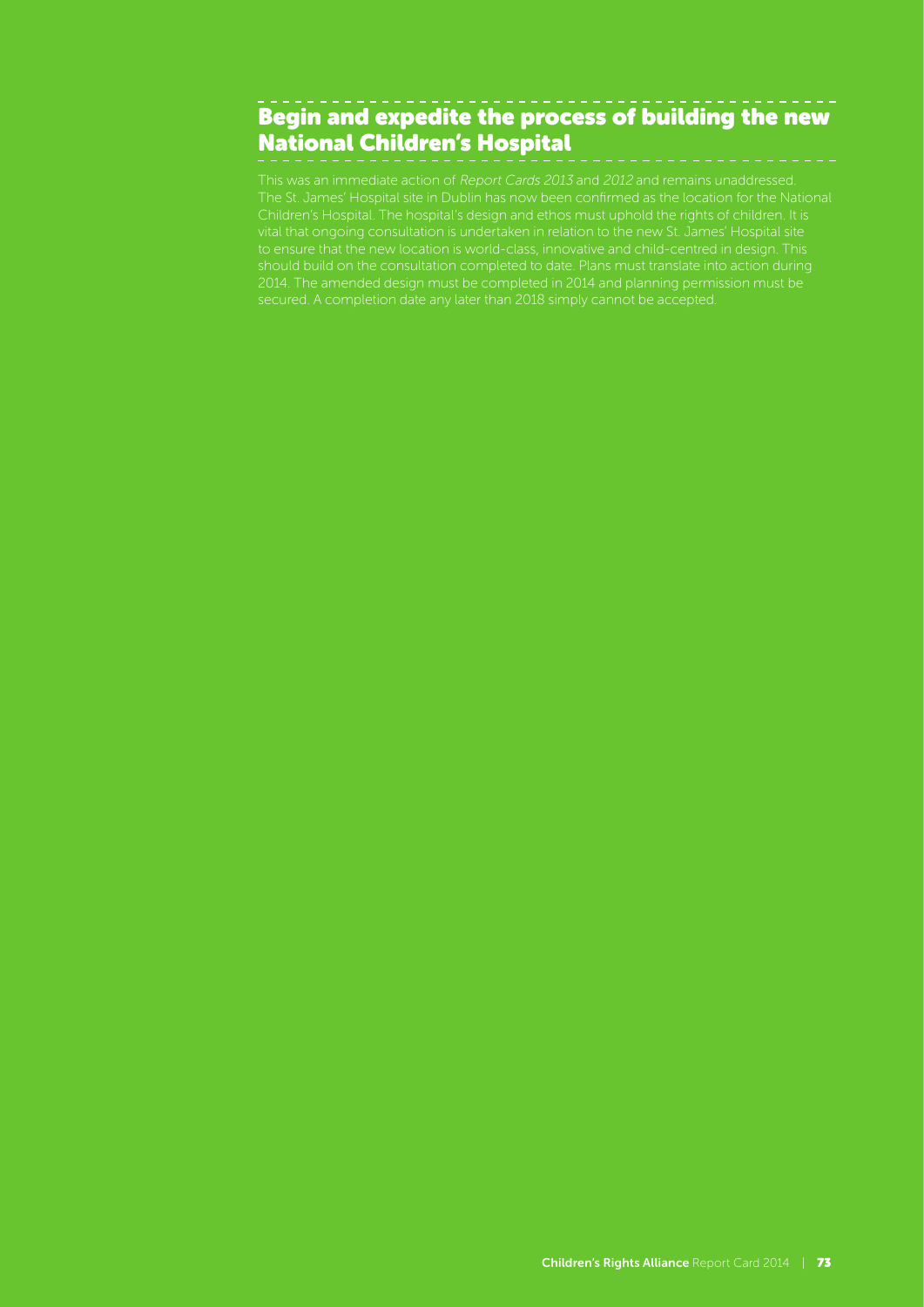## Begin and expedite the process of building the new National Children's Hospital

This was an immediate action of *Report Cards 2013* and *2012* and remains unaddressed. The St. James' Hospital site in Dublin has now been confirmed as the location for the National Children's Hospital. The hospital's design and ethos must uphold the rights of children. It is vital that ongoing consultation is undertaken in relation to the new St. James' Hospital site to ensure that the new location is world-class, innovative and child-centred in design. This should build on the consultation completed to date. Plans must translate into action during 2014. The amended design must be completed in 2014 and planning permission must be secured. A completion date any later than 2018 simply cannot be accepted.